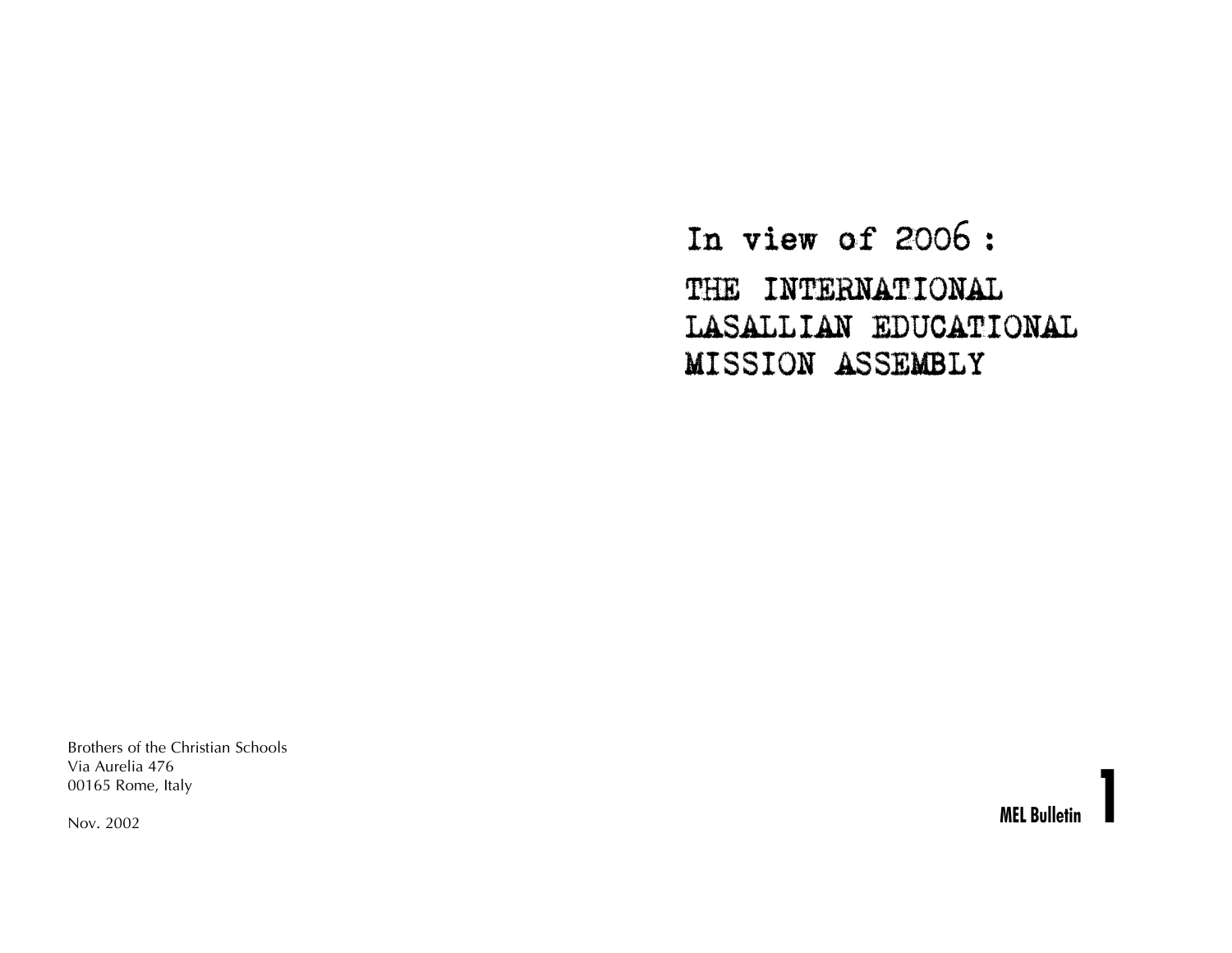# In view of 2006 :

# THE INTERNATIONAL LASALLIAN EDUCATIONAL MISSION ASSEMBLY

Brothers of the Christian Schools
Via Aurelia 476
00165 Rome, Italy

Nov. 2002

**MEL Bulletin 1**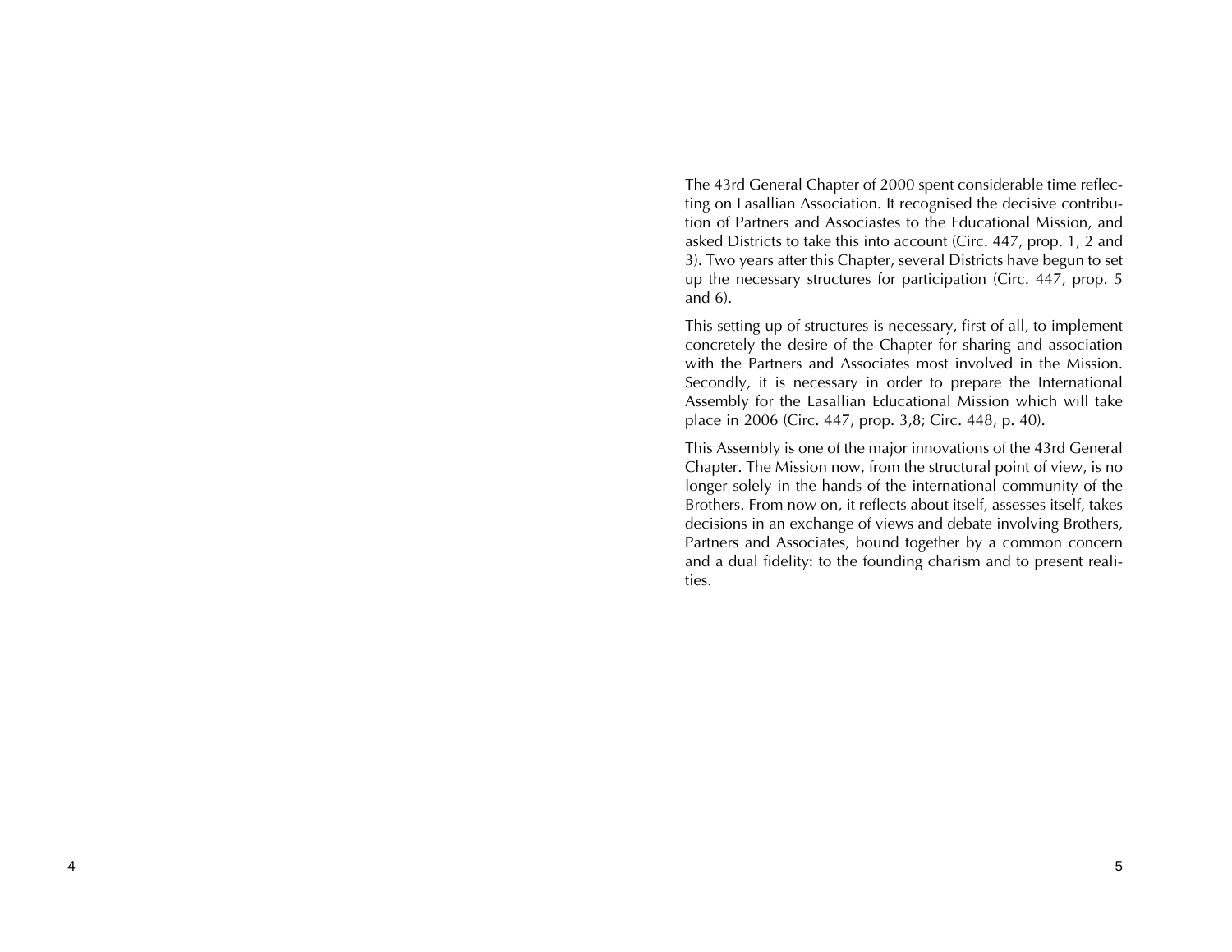The 43rd General Chapter of 2000 spent considerable time reflecting on Lasallian Association. It recognised the decisive contribution of Partners and Associastes to the Educational Mission, and asked Districts to take this into account (Circ. 447, prop. 1, 2 and 3). Two years after this Chapter, several Districts have begun to set up the necessary structures for participation (Circ. 447, prop. 5 and 6).

This setting up of structures is necessary, first of all, to implement concretely the desire of the Chapter for sharing and association with the Partners and Associates most involved in the Mission. Secondly, it is necessary in order to prepare the International Assembly for the Lasallian Educational Mission which will take place in 2006 (Circ. 447, prop. 3,8; Circ. 448, p. 40).

This Assembly is one of the major innovations of the 43rd General Chapter. The Mission now, from the structural point of view, is no longer solely in the hands of the international community of the Brothers. From now on, it reflects about itself, assesses itself, takes decisions in an exchange of views and debate involving Brothers, Partners and Associates, bound together by a common concern and a dual fidelity: to the founding charism and to present realities.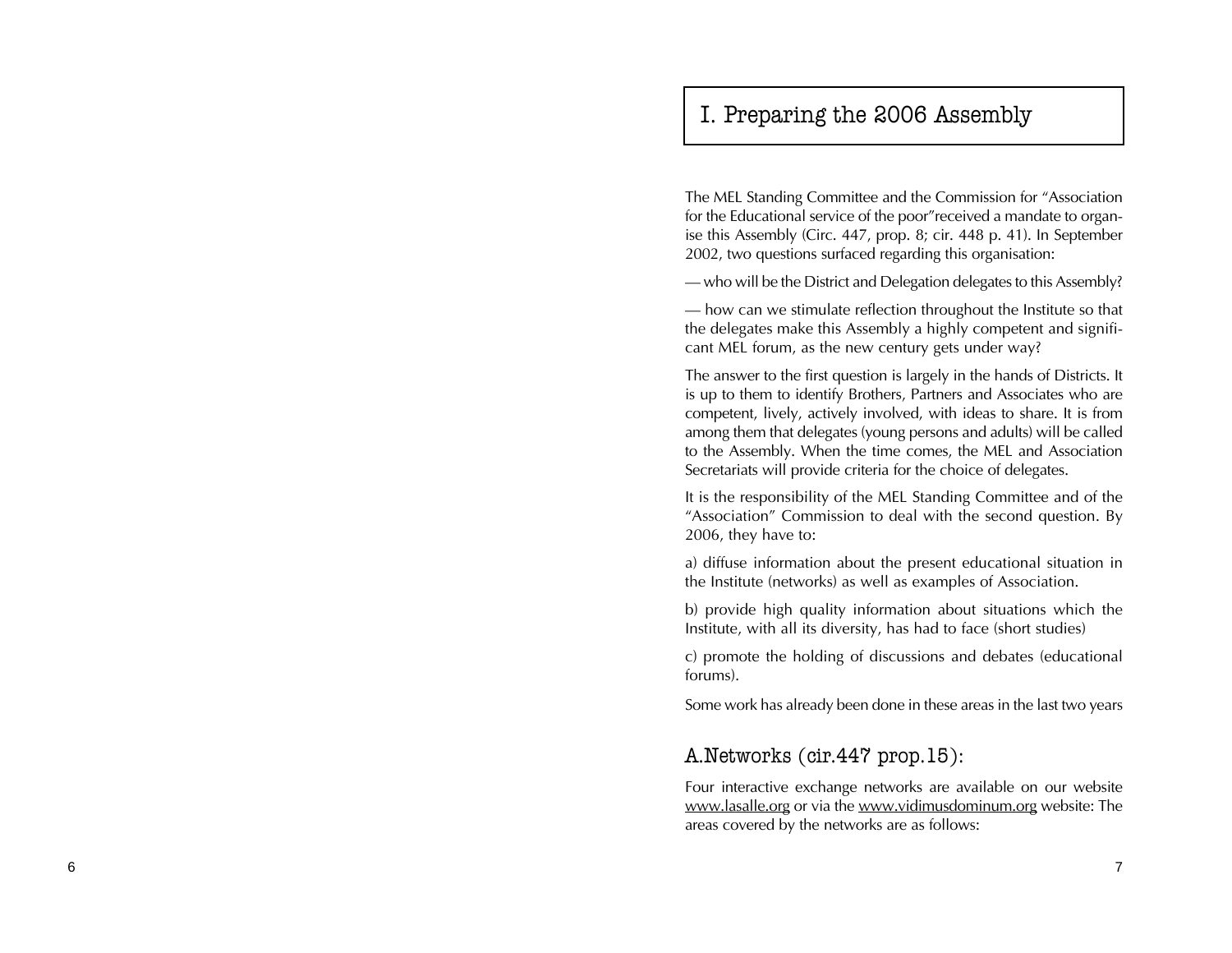# I. Preparing the 2006 Assembly

The MEL Standing Committee and the Commission for "Association for the Educational service of the poor"received a mandate to organise this Assembly (Circ. 447, prop. 8; cir. 448 p. 41). In September 2002, two questions surfaced regarding this organisation:

— who will be the District and Delegation delegates to this Assembly?

— how can we stimulate reflection throughout the Institute so that the delegates make this Assembly a highly competent and significant MEL forum, as the new century gets under way?

The answer to the first question is largely in the hands of Districts. It is up to them to identify Brothers, Partners and Associates who are competent, lively, actively involved, with ideas to share. It is from among them that delegates (young persons and adults) will be called to the Assembly. When the time comes, the MEL and Association Secretariats will provide criteria for the choice of delegates.

It is the responsibility of the MEL Standing Committee and of the "Association" Commission to deal with the second question. By 2006, they have to:

a) diffuse information about the present educational situation in the Institute (networks) as well as examples of Association.

b) provide high quality information about situations which the Institute, with all its diversity, has had to face (short studies)

c) promote the holding of discussions and debates (educational forums).

Some work has already been done in these areas in the last two years

## A.Networks (cir.447 prop.15):

Four interactive exchange networks are available on our website www.lasalle.org or via the www.vidimusdominum.org website: The areas covered by the networks are as follows: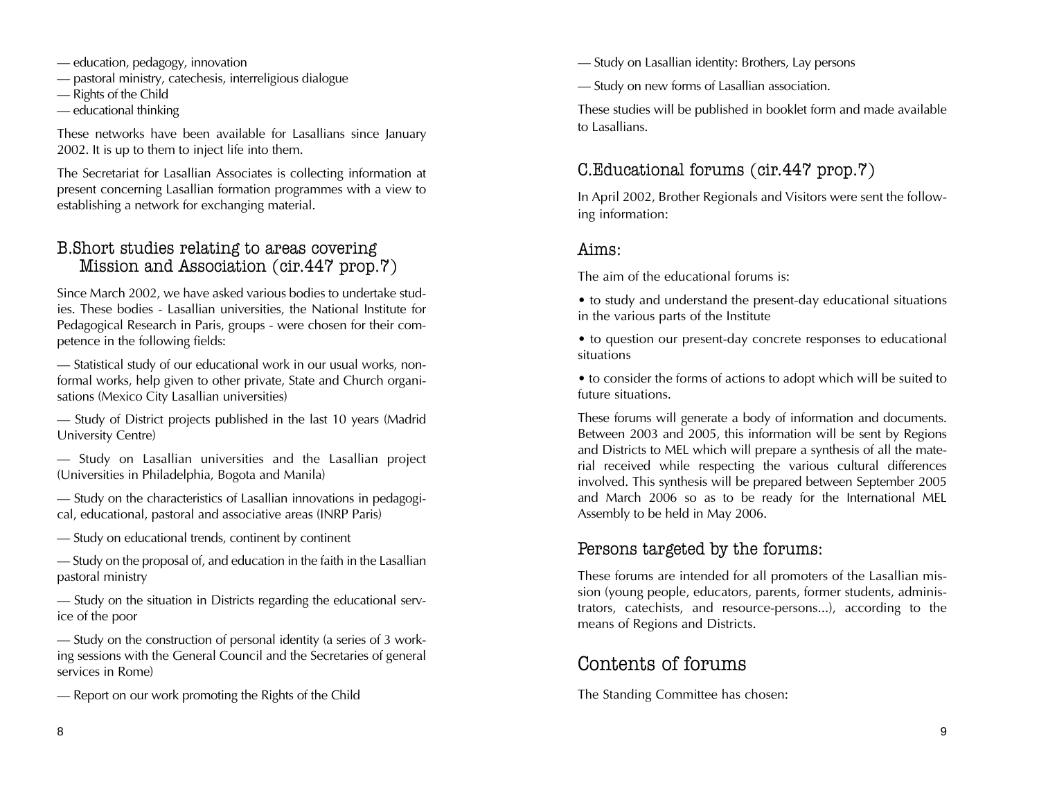— education, pedagogy, innovation
— pastoral ministry, catechesis, interreligious dialogue
— Rights of the Child
— educational thinking

These networks have been available for Lasallians since January 2002. It is up to them to inject life into them.

The Secretariat for Lasallian Associates is collecting information at present concerning Lasallian formation programmes with a view to establishing a network for exchanging material.

## B.Short studies relating to areas covering Mission and Association (cir.447 prop.7)

Since March 2002, we have asked various bodies to undertake studies. These bodies - Lasallian universities, the National Institute for Pedagogical Research in Paris, groups - were chosen for their competence in the following fields:

— Statistical study of our educational work in our usual works, non-formal works, help given to other private, State and Church organisations (Mexico City Lasallian universities)

— Study of District projects published in the last 10 years (Madrid University Centre)

— Study on Lasallian universities and the Lasallian project (Universities in Philadelphia, Bogota and Manila)

— Study on the characteristics of Lasallian innovations in pedagogical, educational, pastoral and associative areas (INRP Paris)

— Study on educational trends, continent by continent

— Study on the proposal of, and education in the faith in the Lasallian pastoral ministry

— Study on the situation in Districts regarding the educational service of the poor

— Study on the construction of personal identity (a series of 3 working sessions with the General Council and the Secretaries of general services in Rome)

— Report on our work promoting the Rights of the Child

— Study on Lasallian identity: Brothers, Lay persons

— Study on new forms of Lasallian association.

These studies will be published in booklet form and made available to Lasallians.

## C.Educational forums (cir.447 prop.7)

In April 2002, Brother Regionals and Visitors were sent the following information:

### Aims:

The aim of the educational forums is:

• to study and understand the present-day educational situations in the various parts of the Institute

• to question our present-day concrete responses to educational situations

• to consider the forms of actions to adopt which will be suited to future situations.

These forums will generate a body of information and documents. Between 2003 and 2005, this information will be sent by Regions and Districts to MEL which will prepare a synthesis of all the material received while respecting the various cultural differences involved. This synthesis will be prepared between September 2005 and March 2006 so as to be ready for the International MEL Assembly to be held in May 2006.

### Persons targeted by the forums:

These forums are intended for all promoters of the Lasallian mission (young people, educators, parents, former students, administrators, catechists, and resource-persons...), according to the means of Regions and Districts.

## Contents of forums

The Standing Committee has chosen: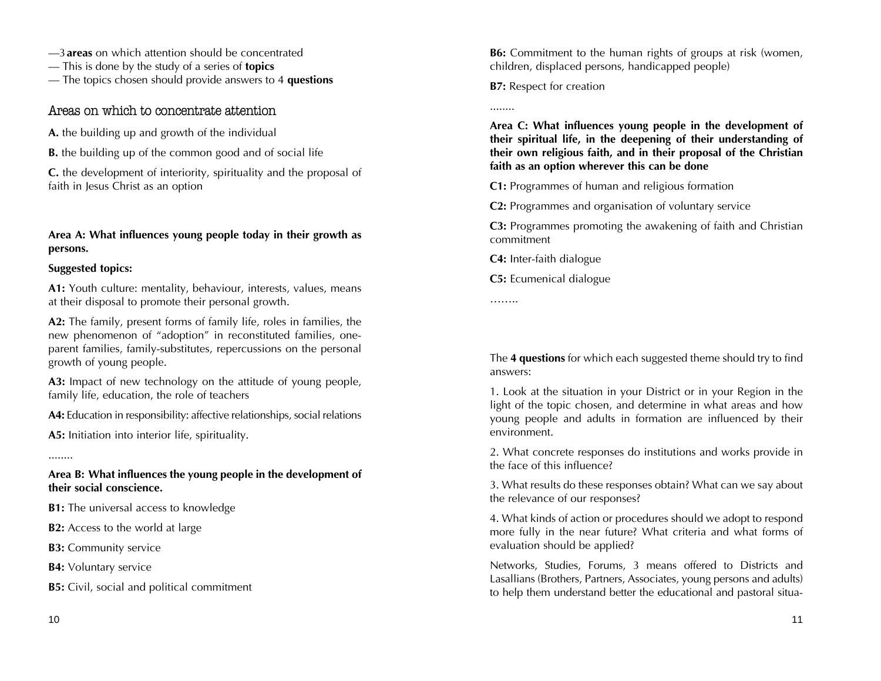—3 **areas** on which attention should be concentrated
— This is done by the study of a series of **topics**
— The topics chosen should provide answers to 4 **questions**

## Areas on which to concentrate attention

**A.** the building up and growth of the individual

**B.** the building up of the common good and of social life

**C.** the development of interiority, spirituality and the proposal of faith in Jesus Christ as an option

**Area A: What influences young people today in their growth as persons.**

**Suggested topics:**

**A1:** Youth culture: mentality, behaviour, interests, values, means at their disposal to promote their personal growth.

**A2:** The family, present forms of family life, roles in families, the new phenomenon of "adoption" in reconstituted families, one-parent families, family-substitutes, repercussions on the personal growth of young people.

**A3:** Impact of new technology on the attitude of young people, family life, education, the role of teachers

**A4:** Education in responsibility: affective relationships, social relations

**A5:** Initiation into interior life, spirituality.

........

**Area B: What influences the young people in the development of their social conscience.**

**B1:** The universal access to knowledge

**B2:** Access to the world at large

**B3:** Community service

**B4:** Voluntary service

**B5:** Civil, social and political commitment

**B6:** Commitment to the human rights of groups at risk (women, children, displaced persons, handicapped people)

**B7:** Respect for creation

........

**Area C: What influences young people in the development of their spiritual life, in the deepening of their understanding of their own religious faith, and in their proposal of the Christian faith as an option wherever this can be done**

**C1:** Programmes of human and religious formation

**C2:** Programmes and organisation of voluntary service

**C3:** Programmes promoting the awakening of faith and Christian commitment

**C4:** Inter-faith dialogue

**C5:** Ecumenical dialogue

……..

The **4 questions** for which each suggested theme should try to find answers:

1. Look at the situation in your District or in your Region in the light of the topic chosen, and determine in what areas and how young people and adults in formation are influenced by their environment.

2. What concrete responses do institutions and works provide in the face of this influence?

3. What results do these responses obtain? What can we say about the relevance of our responses?

4. What kinds of action or procedures should we adopt to respond more fully in the near future? What criteria and what forms of evaluation should be applied?

Networks, Studies, Forums, 3 means offered to Districts and Lasallians (Brothers, Partners, Associates, young persons and adults) to help them understand better the educational and pastoral situa-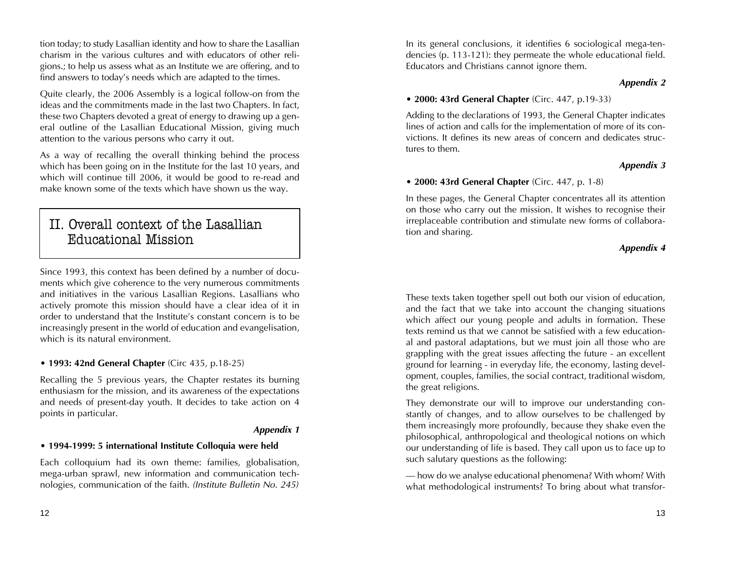tion today; to study Lasallian identity and how to share the Lasallian charism in the various cultures and with educators of other religions.; to help us assess what as an Institute we are offering, and to find answers to today's needs which are adapted to the times.

Quite clearly, the 2006 Assembly is a logical follow-on from the ideas and the commitments made in the last two Chapters. In fact, these two Chapters devoted a great of energy to drawing up a general outline of the Lasallian Educational Mission, giving much attention to the various persons who carry it out.

As a way of recalling the overall thinking behind the process which has been going on in the Institute for the last 10 years, and which will continue till 2006, it would be good to re-read and make known some of the texts which have shown us the way.

## II. Overall context of the Lasallian Educational Mission

Since 1993, this context has been defined by a number of documents which give coherence to the very numerous commitments and initiatives in the various Lasallian Regions. Lasallians who actively promote this mission should have a clear idea of it in order to understand that the Institute's constant concern is to be increasingly present in the world of education and evangelisation, which is its natural environment.

- **1993: 42nd General Chapter** (Circ 435, p.18-25)

Recalling the 5 previous years, the Chapter restates its burning enthusiasm for the mission, and its awareness of the expectations and needs of present-day youth. It decides to take action on 4 points in particular.

***Appendix 1***

- **1994-1999: 5 international Institute Colloquia were held**

Each colloquium had its own theme: families, globalisation, mega-urban sprawl, new information and communication technologies, communication of the faith. *(Institute Bulletin No. 245)*

In its general conclusions, it identifies 6 sociological mega-tendencies (p. 113-121): they permeate the whole educational field. Educators and Christians cannot ignore them.

***Appendix 2***

- **2000: 43rd General Chapter** (Circ. 447, p.19-33)

Adding to the declarations of 1993, the General Chapter indicates lines of action and calls for the implementation of more of its convictions. It defines its new areas of concern and dedicates structures to them.

***Appendix 3***

- **2000: 43rd General Chapter** (Circ. 447, p. 1-8)

In these pages, the General Chapter concentrates all its attention on those who carry out the mission. It wishes to recognise their irreplaceable contribution and stimulate new forms of collaboration and sharing.

***Appendix 4***

These texts taken together spell out both our vision of education, and the fact that we take into account the changing situations which affect our young people and adults in formation. These texts remind us that we cannot be satisfied with a few educational and pastoral adaptations, but we must join all those who are grappling with the great issues affecting the future - an excellent ground for learning - in everyday life, the economy, lasting development, couples, families, the social contract, traditional wisdom, the great religions.

They demonstrate our will to improve our understanding constantly of changes, and to allow ourselves to be challenged by them increasingly more profoundly, because they shake even the philosophical, anthropological and theological notions on which our understanding of life is based. They call upon us to face up to such salutary questions as the following:

— how do we analyse educational phenomena? With whom? With what methodological instruments? To bring about what transfor-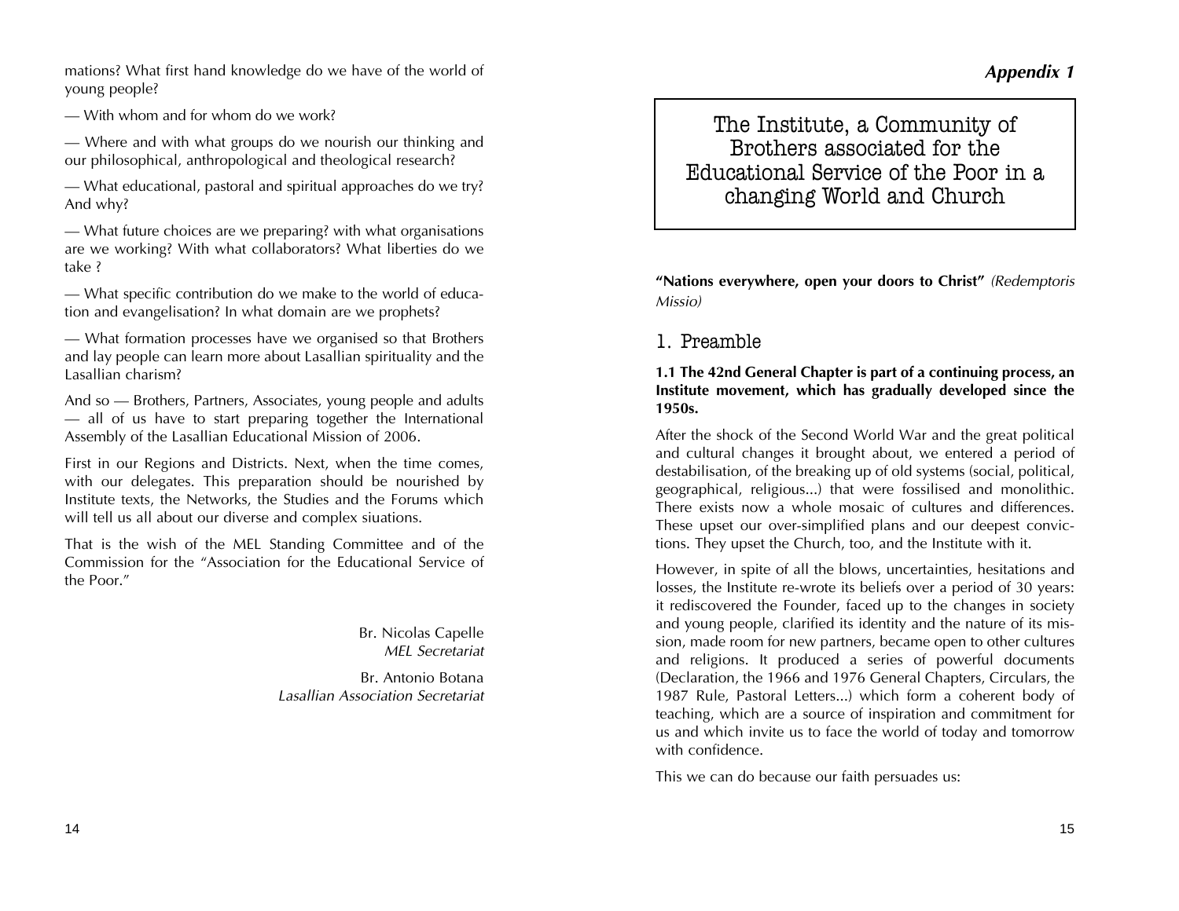mations? What first hand knowledge do we have of the world of young people?

— With whom and for whom do we work?

— Where and with what groups do we nourish our thinking and our philosophical, anthropological and theological research?

— What educational, pastoral and spiritual approaches do we try? And why?

— What future choices are we preparing? with what organisations are we working? With what collaborators? What liberties do we take ?

— What specific contribution do we make to the world of education and evangelisation? In what domain are we prophets?

— What formation processes have we organised so that Brothers and lay people can learn more about Lasallian spirituality and the Lasallian charism?

And so — Brothers, Partners, Associates, young people and adults — all of us have to start preparing together the International Assembly of the Lasallian Educational Mission of 2006.

First in our Regions and Districts. Next, when the time comes, with our delegates. This preparation should be nourished by Institute texts, the Networks, the Studies and the Forums which will tell us all about our diverse and complex siuations.

That is the wish of the MEL Standing Committee and of the Commission for the "Association for the Educational Service of the Poor."

Br. Nicolas Capelle
*MEL Secretariat*

Br. Antonio Botana
*Lasallian Association Secretariat*

***Appendix 1***

# The Institute, a Community of Brothers associated for the Educational Service of the Poor in a changing World and Church

**"Nations everywhere, open your doors to Christ"** *(Redemptoris Missio)*

## 1. Preamble

**1.1 The 42nd General Chapter is part of a continuing process, an Institute movement, which has gradually developed since the 1950s.**

After the shock of the Second World War and the great political and cultural changes it brought about, we entered a period of destabilisation, of the breaking up of old systems (social, political, geographical, religious...) that were fossilised and monolithic. There exists now a whole mosaic of cultures and differences. These upset our over-simplified plans and our deepest convictions. They upset the Church, too, and the Institute with it.

However, in spite of all the blows, uncertainties, hesitations and losses, the Institute re-wrote its beliefs over a period of 30 years: it rediscovered the Founder, faced up to the changes in society and young people, clarified its identity and the nature of its mission, made room for new partners, became open to other cultures and religions. It produced a series of powerful documents (Declaration, the 1966 and 1976 General Chapters, Circulars, the 1987 Rule, Pastoral Letters...) which form a coherent body of teaching, which are a source of inspiration and commitment for us and which invite us to face the world of today and tomorrow with confidence.

This we can do because our faith persuades us: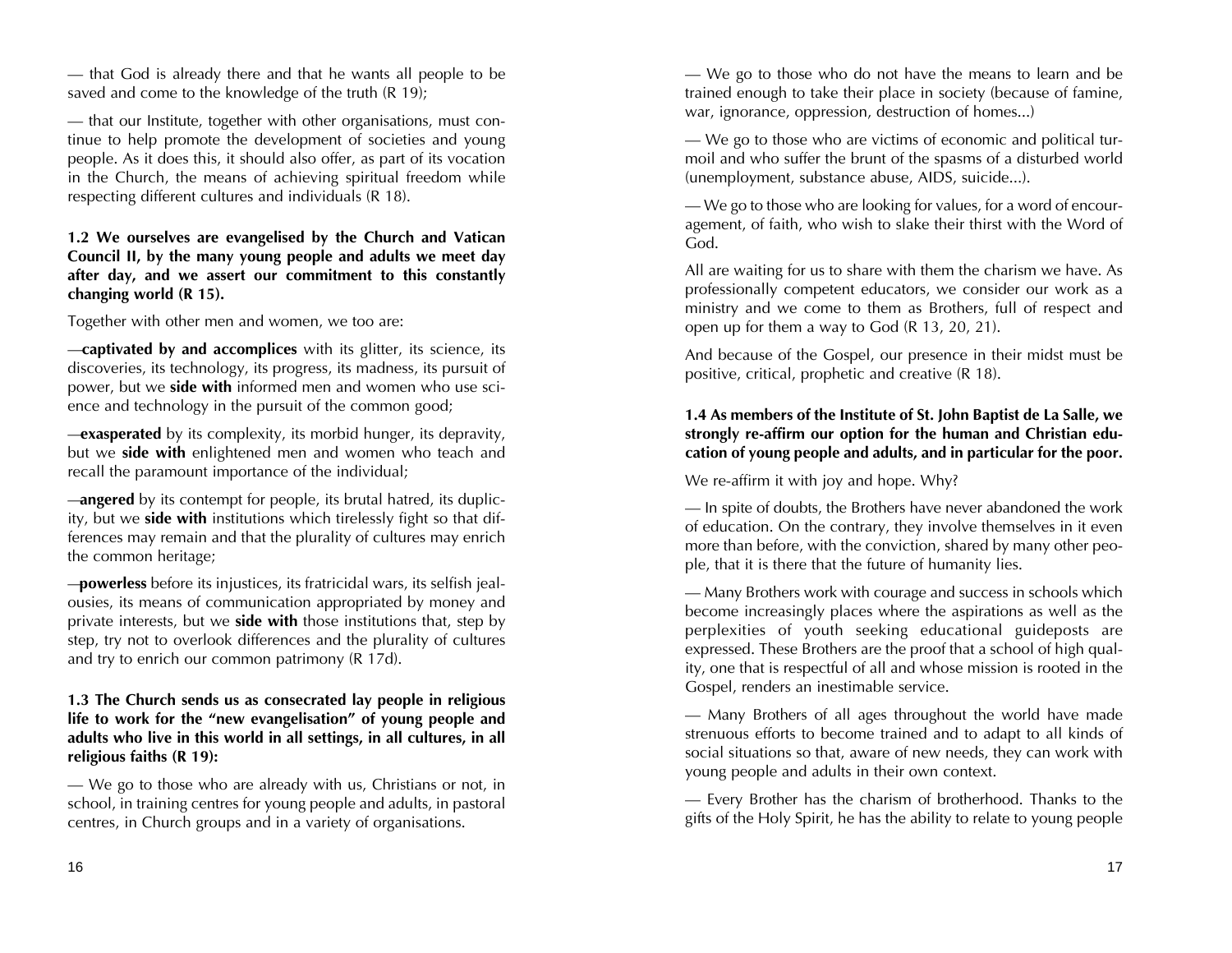— that God is already there and that he wants all people to be saved and come to the knowledge of the truth (R 19);

— that our Institute, together with other organisations, must continue to help promote the development of societies and young people. As it does this, it should also offer, as part of its vocation in the Church, the means of achieving spiritual freedom while respecting different cultures and individuals (R 18).

**1.2 We ourselves are evangelised by the Church and Vatican Council II, by the many young people and adults we meet day after day, and we assert our commitment to this constantly changing world (R 15).**

Together with other men and women, we too are:

—**captivated by and accomplices** with its glitter, its science, its discoveries, its technology, its progress, its madness, its pursuit of power, but we **side with** informed men and women who use science and technology in the pursuit of the common good;

—**exasperated** by its complexity, its morbid hunger, its depravity, but we **side with** enlightened men and women who teach and recall the paramount importance of the individual;

—**angered** by its contempt for people, its brutal hatred, its duplicity, but we **side with** institutions which tirelessly fight so that differences may remain and that the plurality of cultures may enrich the common heritage;

—**powerless** before its injustices, its fratricidal wars, its selfish jealousies, its means of communication appropriated by money and private interests, but we **side with** those institutions that, step by step, try not to overlook differences and the plurality of cultures and try to enrich our common patrimony (R 17d).

**1.3 The Church sends us as consecrated lay people in religious life to work for the "new evangelisation" of young people and adults who live in this world in all settings, in all cultures, in all religious faiths (R 19):**

— We go to those who are already with us, Christians or not, in school, in training centres for young people and adults, in pastoral centres, in Church groups and in a variety of organisations.

— We go to those who do not have the means to learn and be trained enough to take their place in society (because of famine, war, ignorance, oppression, destruction of homes...)

— We go to those who are victims of economic and political turmoil and who suffer the brunt of the spasms of a disturbed world (unemployment, substance abuse, AIDS, suicide...).

— We go to those who are looking for values, for a word of encouragement, of faith, who wish to slake their thirst with the Word of God.

All are waiting for us to share with them the charism we have. As professionally competent educators, we consider our work as a ministry and we come to them as Brothers, full of respect and open up for them a way to God (R 13, 20, 21).

And because of the Gospel, our presence in their midst must be positive, critical, prophetic and creative (R 18).

**1.4 As members of the Institute of St. John Baptist de La Salle, we strongly re-affirm our option for the human and Christian education of young people and adults, and in particular for the poor.**

We re-affirm it with joy and hope. Why?

— In spite of doubts, the Brothers have never abandoned the work of education. On the contrary, they involve themselves in it even more than before, with the conviction, shared by many other people, that it is there that the future of humanity lies.

— Many Brothers work with courage and success in schools which become increasingly places where the aspirations as well as the perplexities of youth seeking educational guideposts are expressed. These Brothers are the proof that a school of high quality, one that is respectful of all and whose mission is rooted in the Gospel, renders an inestimable service.

— Many Brothers of all ages throughout the world have made strenuous efforts to become trained and to adapt to all kinds of social situations so that, aware of new needs, they can work with young people and adults in their own context.

— Every Brother has the charism of brotherhood. Thanks to the gifts of the Holy Spirit, he has the ability to relate to young people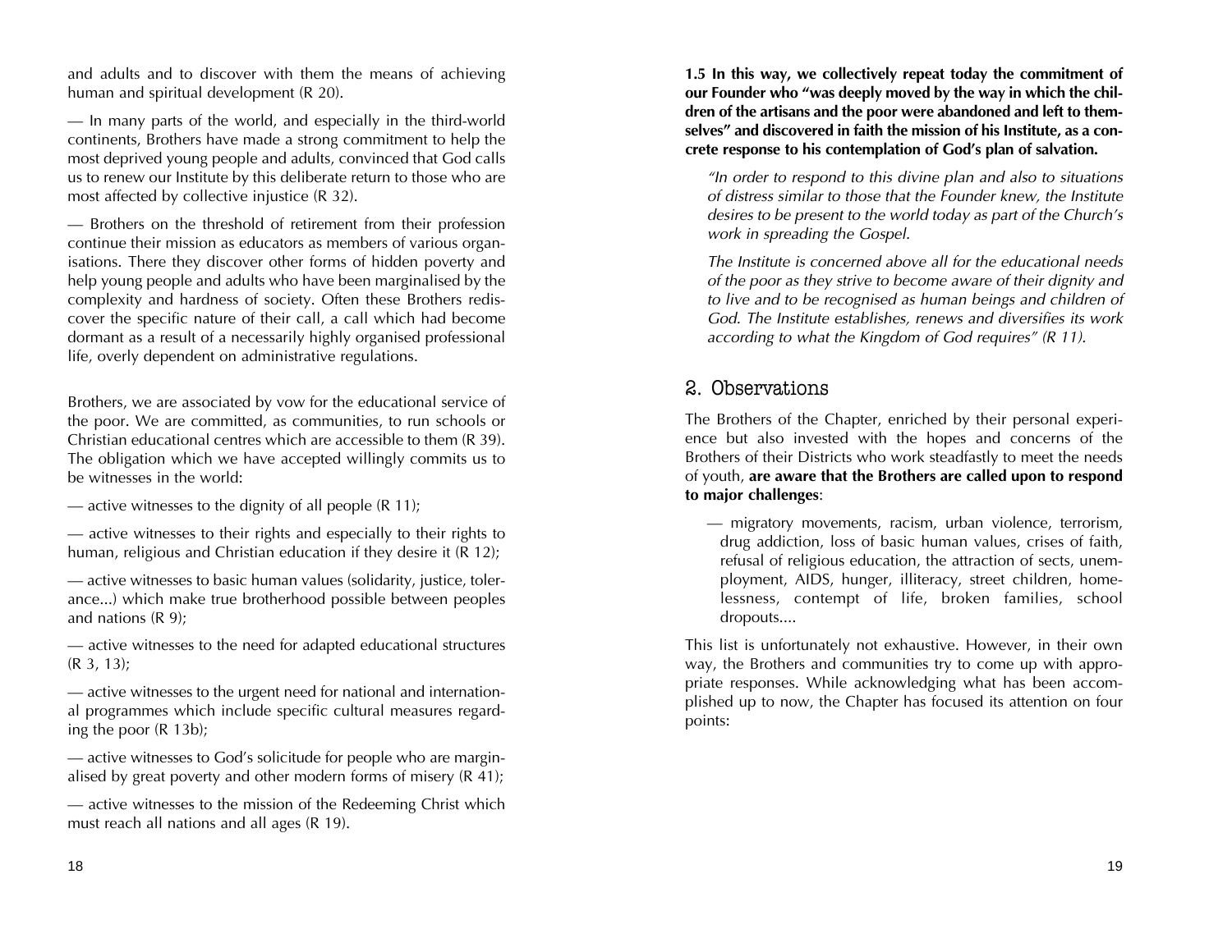and adults and to discover with them the means of achieving human and spiritual development (R 20).

— In many parts of the world, and especially in the third-world continents, Brothers have made a strong commitment to help the most deprived young people and adults, convinced that God calls us to renew our Institute by this deliberate return to those who are most affected by collective injustice (R 32).

— Brothers on the threshold of retirement from their profession continue their mission as educators as members of various organisations. There they discover other forms of hidden poverty and help young people and adults who have been marginalised by the complexity and hardness of society. Often these Brothers rediscover the specific nature of their call, a call which had become dormant as a result of a necessarily highly organised professional life, overly dependent on administrative regulations.

Brothers, we are associated by vow for the educational service of the poor. We are committed, as communities, to run schools or Christian educational centres which are accessible to them (R 39). The obligation which we have accepted willingly commits us to be witnesses in the world:

— active witnesses to the dignity of all people (R 11);

— active witnesses to their rights and especially to their rights to human, religious and Christian education if they desire it (R 12);

— active witnesses to basic human values (solidarity, justice, tolerance...) which make true brotherhood possible between peoples and nations (R 9);

— active witnesses to the need for adapted educational structures (R 3, 13);

— active witnesses to the urgent need for national and international programmes which include specific cultural measures regarding the poor (R 13b);

— active witnesses to God's solicitude for people who are marginalised by great poverty and other modern forms of misery (R 41);

— active witnesses to the mission of the Redeeming Christ which must reach all nations and all ages (R 19).

**1.5 In this way, we collectively repeat today the commitment of our Founder who "was deeply moved by the way in which the children of the artisans and the poor were abandoned and left to themselves" and discovered in faith the mission of his Institute, as a concrete response to his contemplation of God's plan of salvation.**

> *"In order to respond to this divine plan and also to situations of distress similar to those that the Founder knew, the Institute desires to be present to the world today as part of the Church's work in spreading the Gospel.*
>
> *The Institute is concerned above all for the educational needs of the poor as they strive to become aware of their dignity and to live and to be recognised as human beings and children of God. The Institute establishes, renews and diversifies its work according to what the Kingdom of God requires" (R 11).*

## 2. Observations

The Brothers of the Chapter, enriched by their personal experience but also invested with the hopes and concerns of the Brothers of their Districts who work steadfastly to meet the needs of youth, **are aware that the Brothers are called upon to respond to major challenges**:

> — migratory movements, racism, urban violence, terrorism, drug addiction, loss of basic human values, crises of faith, refusal of religious education, the attraction of sects, unemployment, AIDS, hunger, illiteracy, street children, homelessness, contempt of life, broken families, school dropouts....

This list is unfortunately not exhaustive. However, in their own way, the Brothers and communities try to come up with appropriate responses. While acknowledging what has been accomplished up to now, the Chapter has focused its attention on four points: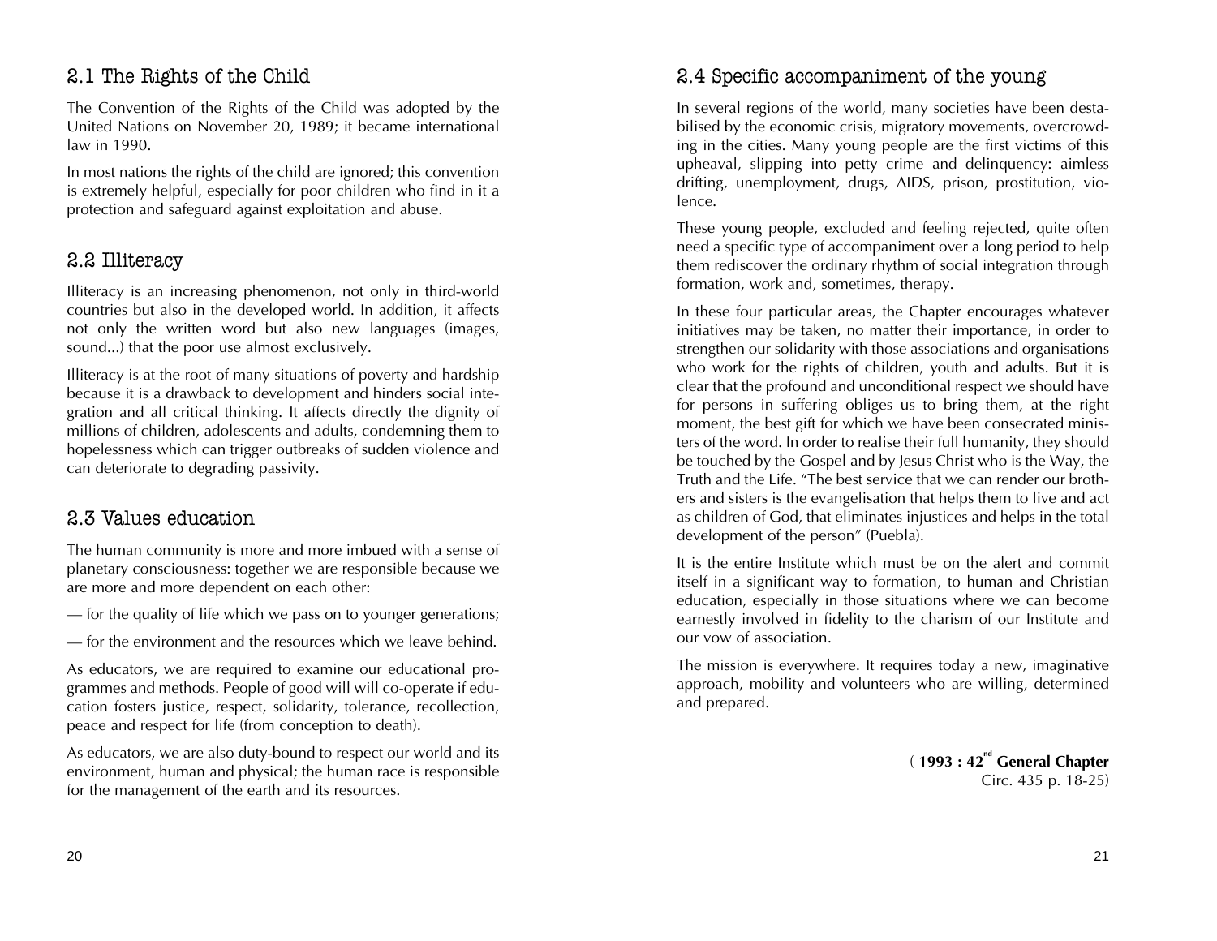## 2.1 The Rights of the Child

The Convention of the Rights of the Child was adopted by the United Nations on November 20, 1989; it became international law in 1990.

In most nations the rights of the child are ignored; this convention is extremely helpful, especially for poor children who find in it a protection and safeguard against exploitation and abuse.

## 2.2 Illiteracy

Illiteracy is an increasing phenomenon, not only in third-world countries but also in the developed world. In addition, it affects not only the written word but also new languages (images, sound...) that the poor use almost exclusively.

Illiteracy is at the root of many situations of poverty and hardship because it is a drawback to development and hinders social integration and all critical thinking. It affects directly the dignity of millions of children, adolescents and adults, condemning them to hopelessness which can trigger outbreaks of sudden violence and can deteriorate to degrading passivity.

## 2.3 Values education

The human community is more and more imbued with a sense of planetary consciousness: together we are responsible because we are more and more dependent on each other:

— for the quality of life which we pass on to younger generations;

— for the environment and the resources which we leave behind.

As educators, we are required to examine our educational programmes and methods. People of good will will co-operate if education fosters justice, respect, solidarity, tolerance, recollection, peace and respect for life (from conception to death).

As educators, we are also duty-bound to respect our world and its environment, human and physical; the human race is responsible for the management of the earth and its resources.

## 2.4 Specific accompaniment of the young

In several regions of the world, many societies have been destabilised by the economic crisis, migratory movements, overcrowding in the cities. Many young people are the first victims of this upheaval, slipping into petty crime and delinquency: aimless drifting, unemployment, drugs, AIDS, prison, prostitution, violence.

These young people, excluded and feeling rejected, quite often need a specific type of accompaniment over a long period to help them rediscover the ordinary rhythm of social integration through formation, work and, sometimes, therapy.

In these four particular areas, the Chapter encourages whatever initiatives may be taken, no matter their importance, in order to strengthen our solidarity with those associations and organisations who work for the rights of children, youth and adults. But it is clear that the profound and unconditional respect we should have for persons in suffering obliges us to bring them, at the right moment, the best gift for which we have been consecrated ministers of the word. In order to realise their full humanity, they should be touched by the Gospel and by Jesus Christ who is the Way, the Truth and the Life. "The best service that we can render our brothers and sisters is the evangelisation that helps them to live and act as children of God, that eliminates injustices and helps in the total development of the person" (Puebla).

It is the entire Institute which must be on the alert and commit itself in a significant way to formation, to human and Christian education, especially in those situations where we can become earnestly involved in fidelity to the charism of our Institute and our vow of association.

The mission is everywhere. It requires today a new, imaginative approach, mobility and volunteers who are willing, determined and prepared.

( **1993 : 42nd General Chapter**
Circ. 435 p. 18-25)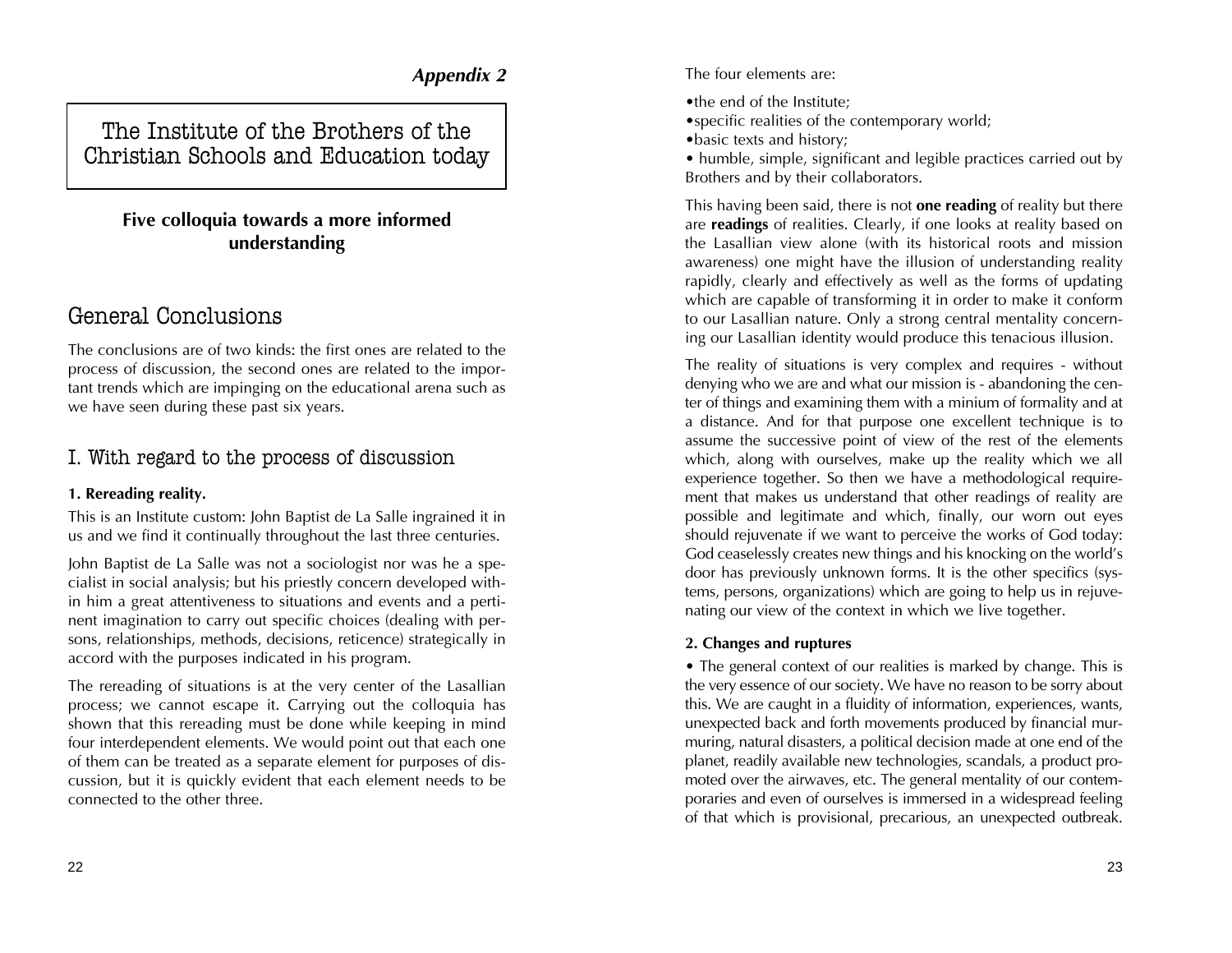*Appendix 2*

# The Institute of the Brothers of the Christian Schools and Education today

### Five colloquia towards a more informed understanding

## General Conclusions

The conclusions are of two kinds: the first ones are related to the process of discussion, the second ones are related to the important trends which are impinging on the educational arena such as we have seen during these past six years.

## I. With regard to the process of discussion

#### 1. Rereading reality.

This is an Institute custom: John Baptist de La Salle ingrained it in us and we find it continually throughout the last three centuries.

John Baptist de La Salle was not a sociologist nor was he a specialist in social analysis; but his priestly concern developed within him a great attentiveness to situations and events and a pertinent imagination to carry out specific choices (dealing with persons, relationships, methods, decisions, reticence) strategically in accord with the purposes indicated in his program.

The rereading of situations is at the very center of the Lasallian process; we cannot escape it. Carrying out the colloquia has shown that this rereading must be done while keeping in mind four interdependent elements. We would point out that each one of them can be treated as a separate element for purposes of discussion, but it is quickly evident that each element needs to be connected to the other three.

The four elements are:

- the end of the Institute;
- specific realities of the contemporary world;
- basic texts and history;
- humble, simple, significant and legible practices carried out by Brothers and by their collaborators.

This having been said, there is not **one reading** of reality but there are **readings** of realities. Clearly, if one looks at reality based on the Lasallian view alone (with its historical roots and mission awareness) one might have the illusion of understanding reality rapidly, clearly and effectively as well as the forms of updating which are capable of transforming it in order to make it conform to our Lasallian nature. Only a strong central mentality concerning our Lasallian identity would produce this tenacious illusion.

The reality of situations is very complex and requires - without denying who we are and what our mission is - abandoning the center of things and examining them with a minium of formality and at a distance. And for that purpose one excellent technique is to assume the successive point of view of the rest of the elements which, along with ourselves, make up the reality which we all experience together. So then we have a methodological requirement that makes us understand that other readings of reality are possible and legitimate and which, finally, our worn out eyes should rejuvenate if we want to perceive the works of God today: God ceaselessly creates new things and his knocking on the world's door has previously unknown forms. It is the other specifics (systems, persons, organizations) which are going to help us in rejuvenating our view of the context in which we live together.

#### 2. Changes and ruptures

- The general context of our realities is marked by change. This is the very essence of our society. We have no reason to be sorry about this. We are caught in a fluidity of information, experiences, wants, unexpected back and forth movements produced by financial murmuring, natural disasters, a political decision made at one end of the planet, readily available new technologies, scandals, a product promoted over the airwaves, etc. The general mentality of our contemporaries and even of ourselves is immersed in a widespread feeling of that which is provisional, precarious, an unexpected outbreak.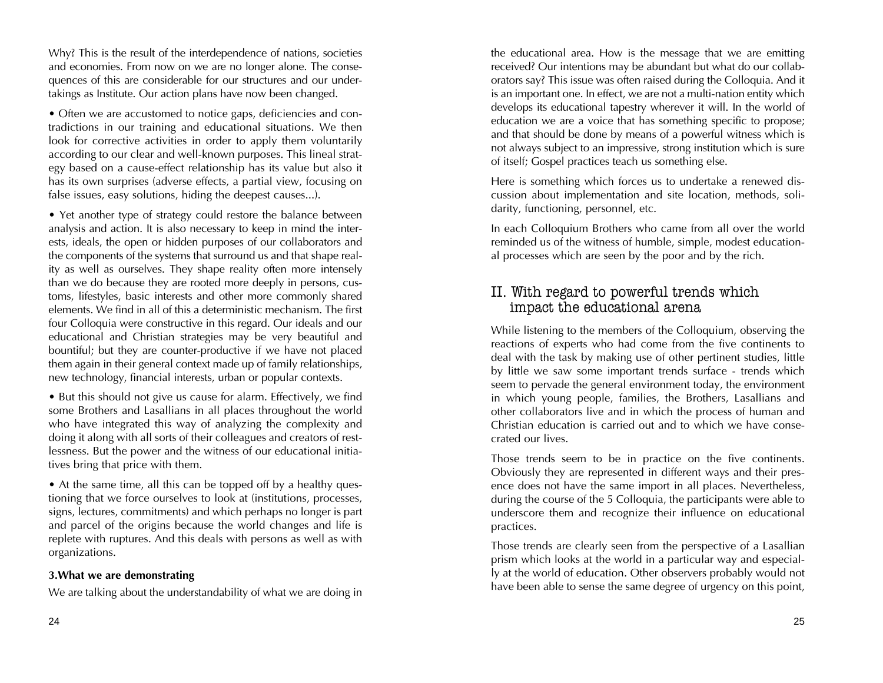Why? This is the result of the interdependence of nations, societies and economies. From now on we are no longer alone. The consequences of this are considerable for our structures and our undertakings as Institute. Our action plans have now been changed.

• Often we are accustomed to notice gaps, deficiencies and contradictions in our training and educational situations. We then look for corrective activities in order to apply them voluntarily according to our clear and well-known purposes. This lineal strategy based on a cause-effect relationship has its value but also it has its own surprises (adverse effects, a partial view, focusing on false issues, easy solutions, hiding the deepest causes...).

• Yet another type of strategy could restore the balance between analysis and action. It is also necessary to keep in mind the interests, ideals, the open or hidden purposes of our collaborators and the components of the systems that surround us and that shape reality as well as ourselves. They shape reality often more intensely than we do because they are rooted more deeply in persons, customs, lifestyles, basic interests and other more commonly shared elements. We find in all of this a deterministic mechanism. The first four Colloquia were constructive in this regard. Our ideals and our educational and Christian strategies may be very beautiful and bountiful; but they are counter-productive if we have not placed them again in their general context made up of family relationships, new technology, financial interests, urban or popular contexts.

• But this should not give us cause for alarm. Effectively, we find some Brothers and Lasallians in all places throughout the world who have integrated this way of analyzing the complexity and doing it along with all sorts of their colleagues and creators of restlessness. But the power and the witness of our educational initiatives bring that price with them.

• At the same time, all this can be topped off by a healthy questioning that we force ourselves to look at (institutions, processes, signs, lectures, commitments) and which perhaps no longer is part and parcel of the origins because the world changes and life is replete with ruptures. And this deals with persons as well as with organizations.

**3.What we are demonstrating**

We are talking about the understandability of what we are doing in the educational area. How is the message that we are emitting received? Our intentions may be abundant but what do our collaborators say? This issue was often raised during the Colloquia. And it is an important one. In effect, we are not a multi-nation entity which develops its educational tapestry wherever it will. In the world of education we are a voice that has something specific to propose; and that should be done by means of a powerful witness which is not always subject to an impressive, strong institution which is sure of itself; Gospel practices teach us something else.

Here is something which forces us to undertake a renewed discussion about implementation and site location, methods, solidarity, functioning, personnel, etc.

In each Colloquium Brothers who came from all over the world reminded us of the witness of humble, simple, modest educational processes which are seen by the poor and by the rich.

## II. With regard to powerful trends which impact the educational arena

While listening to the members of the Colloquium, observing the reactions of experts who had come from the five continents to deal with the task by making use of other pertinent studies, little by little we saw some important trends surface - trends which seem to pervade the general environment today, the environment in which young people, families, the Brothers, Lasallians and other collaborators live and in which the process of human and Christian education is carried out and to which we have consecrated our lives.

Those trends seem to be in practice on the five continents. Obviously they are represented in different ways and their presence does not have the same import in all places. Nevertheless, during the course of the 5 Colloquia, the participants were able to underscore them and recognize their influence on educational practices.

Those trends are clearly seen from the perspective of a Lasallian prism which looks at the world in a particular way and especially at the world of education. Other observers probably would not have been able to sense the same degree of urgency on this point,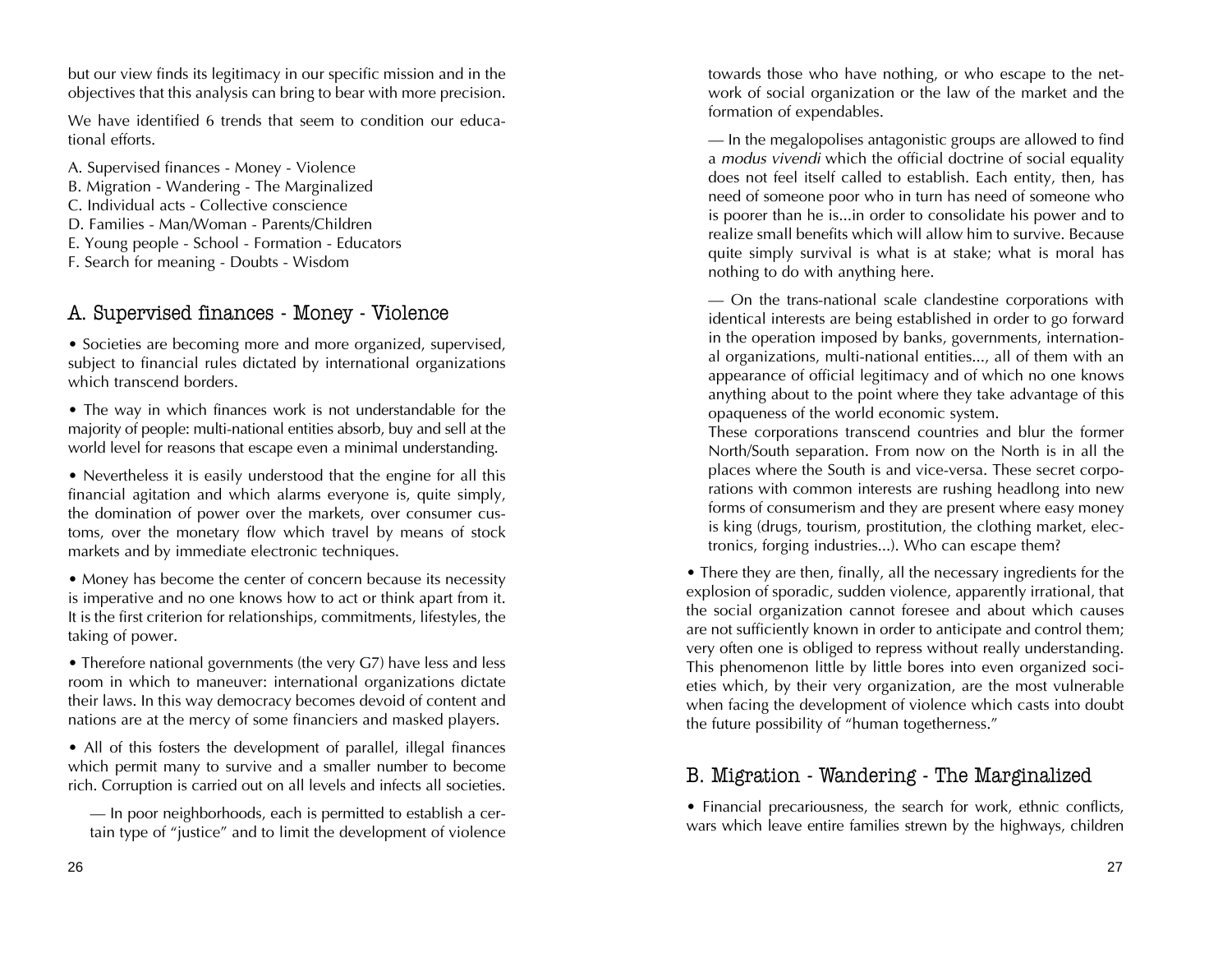but our view finds its legitimacy in our specific mission and in the objectives that this analysis can bring to bear with more precision.

We have identified 6 trends that seem to condition our educational efforts.

A. Supervised finances - Money - Violence
B. Migration - Wandering - The Marginalized
C. Individual acts - Collective conscience
D. Families - Man/Woman - Parents/Children
E. Young people - School - Formation - Educators
F. Search for meaning - Doubts - Wisdom

## A. Supervised finances - Money - Violence

• Societies are becoming more and more organized, supervised, subject to financial rules dictated by international organizations which transcend borders.

• The way in which finances work is not understandable for the majority of people: multi-national entities absorb, buy and sell at the world level for reasons that escape even a minimal understanding.

• Nevertheless it is easily understood that the engine for all this financial agitation and which alarms everyone is, quite simply, the domination of power over the markets, over consumer customs, over the monetary flow which travel by means of stock markets and by immediate electronic techniques.

• Money has become the center of concern because its necessity is imperative and no one knows how to act or think apart from it. It is the first criterion for relationships, commitments, lifestyles, the taking of power.

• Therefore national governments (the very G7) have less and less room in which to maneuver: international organizations dictate their laws. In this way democracy becomes devoid of content and nations are at the mercy of some financiers and masked players.

• All of this fosters the development of parallel, illegal finances which permit many to survive and a smaller number to become rich. Corruption is carried out on all levels and infects all societies.

— In poor neighborhoods, each is permitted to establish a certain type of "justice" and to limit the development of violence towards those who have nothing, or who escape to the network of social organization or the law of the market and the formation of expendables.

— In the megalopolises antagonistic groups are allowed to find a *modus vivendi* which the official doctrine of social equality does not feel itself called to establish. Each entity, then, has need of someone poor who in turn has need of someone who is poorer than he is...in order to consolidate his power and to realize small benefits which will allow him to survive. Because quite simply survival is what is at stake; what is moral has nothing to do with anything here.

— On the trans-national scale clandestine corporations with identical interests are being established in order to go forward in the operation imposed by banks, governments, international organizations, multi-national entities..., all of them with an appearance of official legitimacy and of which no one knows anything about to the point where they take advantage of this opaqueness of the world economic system.
These corporations transcend countries and blur the former North/South separation. From now on the North is in all the places where the South is and vice-versa. These secret corporations with common interests are rushing headlong into new forms of consumerism and they are present where easy money is king (drugs, tourism, prostitution, the clothing market, electronics, forging industries...). Who can escape them?

• There they are then, finally, all the necessary ingredients for the explosion of sporadic, sudden violence, apparently irrational, that the social organization cannot foresee and about which causes are not sufficiently known in order to anticipate and control them; very often one is obliged to repress without really understanding. This phenomenon little by little bores into even organized societies which, by their very organization, are the most vulnerable when facing the development of violence which casts into doubt the future possibility of "human togetherness."

## B. Migration - Wandering - The Marginalized

• Financial precariousness, the search for work, ethnic conflicts, wars which leave entire families strewn by the highways, children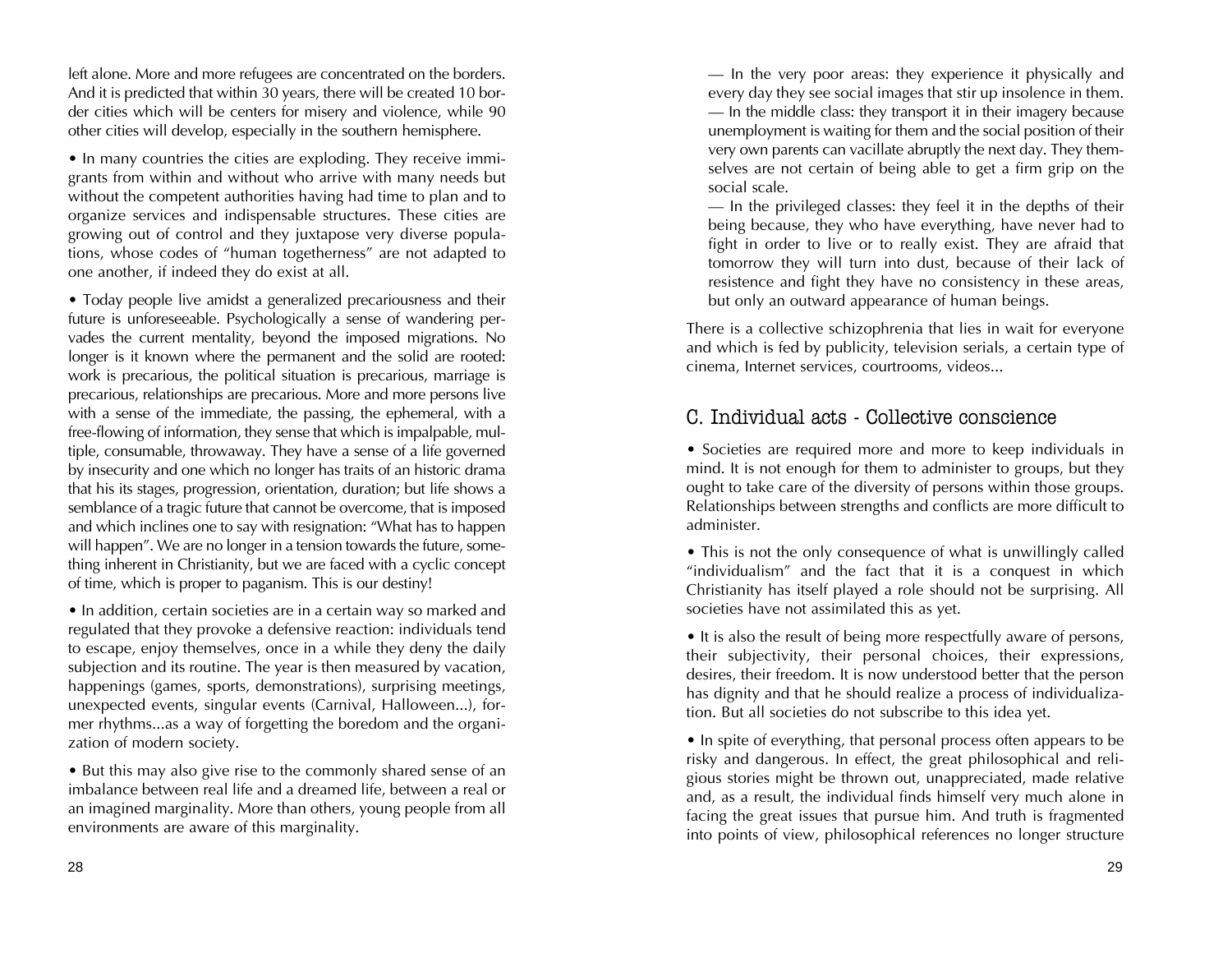left alone. More and more refugees are concentrated on the borders. And it is predicted that within 30 years, there will be created 10 border cities which will be centers for misery and violence, while 90 other cities will develop, especially in the southern hemisphere.

• In many countries the cities are exploding. They receive immigrants from within and without who arrive with many needs but without the competent authorities having had time to plan and to organize services and indispensable structures. These cities are growing out of control and they juxtapose very diverse populations, whose codes of "human togetherness" are not adapted to one another, if indeed they do exist at all.

• Today people live amidst a generalized precariousness and their future is unforeseeable. Psychologically a sense of wandering pervades the current mentality, beyond the imposed migrations. No longer is it known where the permanent and the solid are rooted: work is precarious, the political situation is precarious, marriage is precarious, relationships are precarious. More and more persons live with a sense of the immediate, the passing, the ephemeral, with a free-flowing of information, they sense that which is impalpable, multiple, consumable, throwaway. They have a sense of a life governed by insecurity and one which no longer has traits of an historic drama that his its stages, progression, orientation, duration; but life shows a semblance of a tragic future that cannot be overcome, that is imposed and which inclines one to say with resignation: "What has to happen will happen". We are no longer in a tension towards the future, something inherent in Christianity, but we are faced with a cyclic concept of time, which is proper to paganism. This is our destiny!

• In addition, certain societies are in a certain way so marked and regulated that they provoke a defensive reaction: individuals tend to escape, enjoy themselves, once in a while they deny the daily subjection and its routine. The year is then measured by vacation, happenings (games, sports, demonstrations), surprising meetings, unexpected events, singular events (Carnival, Halloween...), former rhythms...as a way of forgetting the boredom and the organization of modern society.

• But this may also give rise to the commonly shared sense of an imbalance between real life and a dreamed life, between a real or an imagined marginality. More than others, young people from all environments are aware of this marginality.

— In the very poor areas: they experience it physically and every day they see social images that stir up insolence in them.
— In the middle class: they transport it in their imagery because unemployment is waiting for them and the social position of their very own parents can vacillate abruptly the next day. They themselves are not certain of being able to get a firm grip on the social scale.
— In the privileged classes: they feel it in the depths of their being because, they who have everything, have never had to fight in order to live or to really exist. They are afraid that tomorrow they will turn into dust, because of their lack of resistence and fight they have no consistency in these areas, but only an outward appearance of human beings.

There is a collective schizophrenia that lies in wait for everyone and which is fed by publicity, television serials, a certain type of cinema, Internet services, courtrooms, videos...

## C. Individual acts - Collective conscience

• Societies are required more and more to keep individuals in mind. It is not enough for them to administer to groups, but they ought to take care of the diversity of persons within those groups. Relationships between strengths and conflicts are more difficult to administer.

• This is not the only consequence of what is unwillingly called "individualism" and the fact that it is a conquest in which Christianity has itself played a role should not be surprising. All societies have not assimilated this as yet.

• It is also the result of being more respectfully aware of persons, their subjectivity, their personal choices, their expressions, desires, their freedom. It is now understood better that the person has dignity and that he should realize a process of individualization. But all societies do not subscribe to this idea yet.

• In spite of everything, that personal process often appears to be risky and dangerous. In effect, the great philosophical and religious stories might be thrown out, unappreciated, made relative and, as a result, the individual finds himself very much alone in facing the great issues that pursue him. And truth is fragmented into points of view, philosophical references no longer structure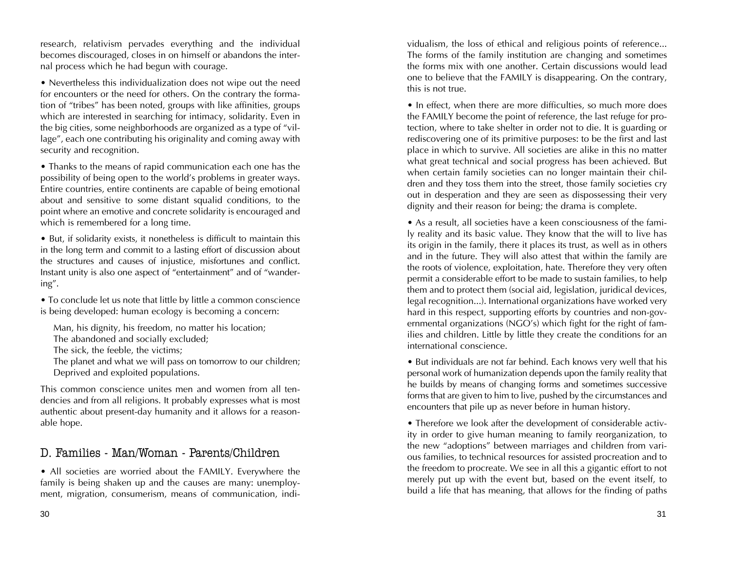research, relativism pervades everything and the individual becomes discouraged, closes in on himself or abandons the internal process which he had begun with courage.

• Nevertheless this individualization does not wipe out the need for encounters or the need for others. On the contrary the formation of "tribes" has been noted, groups with like affinities, groups which are interested in searching for intimacy, solidarity. Even in the big cities, some neighborhoods are organized as a type of "village", each one contributing his originality and coming away with security and recognition.

• Thanks to the means of rapid communication each one has the possibility of being open to the world's problems in greater ways. Entire countries, entire continents are capable of being emotional about and sensitive to some distant squalid conditions, to the point where an emotive and concrete solidarity is encouraged and which is remembered for a long time.

• But, if solidarity exists, it nonetheless is difficult to maintain this in the long term and commit to a lasting effort of discussion about the structures and causes of injustice, misfortunes and conflict. Instant unity is also one aspect of "entertainment" and of "wandering".

• To conclude let us note that little by little a common conscience is being developed: human ecology is becoming a concern:

Man, his dignity, his freedom, no matter his location;
The abandoned and socially excluded;
The sick, the feeble, the victims;
The planet and what we will pass on tomorrow to our children;
Deprived and exploited populations.

This common conscience unites men and women from all tendencies and from all religions. It probably expresses what is most authentic about present-day humanity and it allows for a reasonable hope.

## D. Families - Man/Woman - Parents/Children

• All societies are worried about the FAMILY. Everywhere the family is being shaken up and the causes are many: unemployment, migration, consumerism, means of communication, individualism, the loss of ethical and religious points of reference... The forms of the family institution are changing and sometimes the forms mix with one another. Certain discussions would lead one to believe that the FAMILY is disappearing. On the contrary, this is not true.

• In effect, when there are more difficulties, so much more does the FAMILY become the point of reference, the last refuge for protection, where to take shelter in order not to die. It is guarding or rediscovering one of its primitive purposes: to be the first and last place in which to survive. All societies are alike in this no matter what great technical and social progress has been achieved. But when certain family societies can no longer maintain their children and they toss them into the street, those family societies cry out in desperation and they are seen as dispossessing their very dignity and their reason for being; the drama is complete.

• As a result, all societies have a keen consciousness of the family reality and its basic value. They know that the will to live has its origin in the family, there it places its trust, as well as in others and in the future. They will also attest that within the family are the roots of violence, exploitation, hate. Therefore they very often permit a considerable effort to be made to sustain families, to help them and to protect them (social aid, legislation, juridical devices, legal recognition...). International organizations have worked very hard in this respect, supporting efforts by countries and non-governmental organizations (NGO's) which fight for the right of families and children. Little by little they create the conditions for an international conscience.

• But individuals are not far behind. Each knows very well that his personal work of humanization depends upon the family reality that he builds by means of changing forms and sometimes successive forms that are given to him to live, pushed by the circumstances and encounters that pile up as never before in human history.

• Therefore we look after the development of considerable activity in order to give human meaning to family reorganization, to the new "adoptions" between marriages and children from various families, to technical resources for assisted procreation and to the freedom to procreate. We see in all this a gigantic effort to not merely put up with the event but, based on the event itself, to build a life that has meaning, that allows for the finding of paths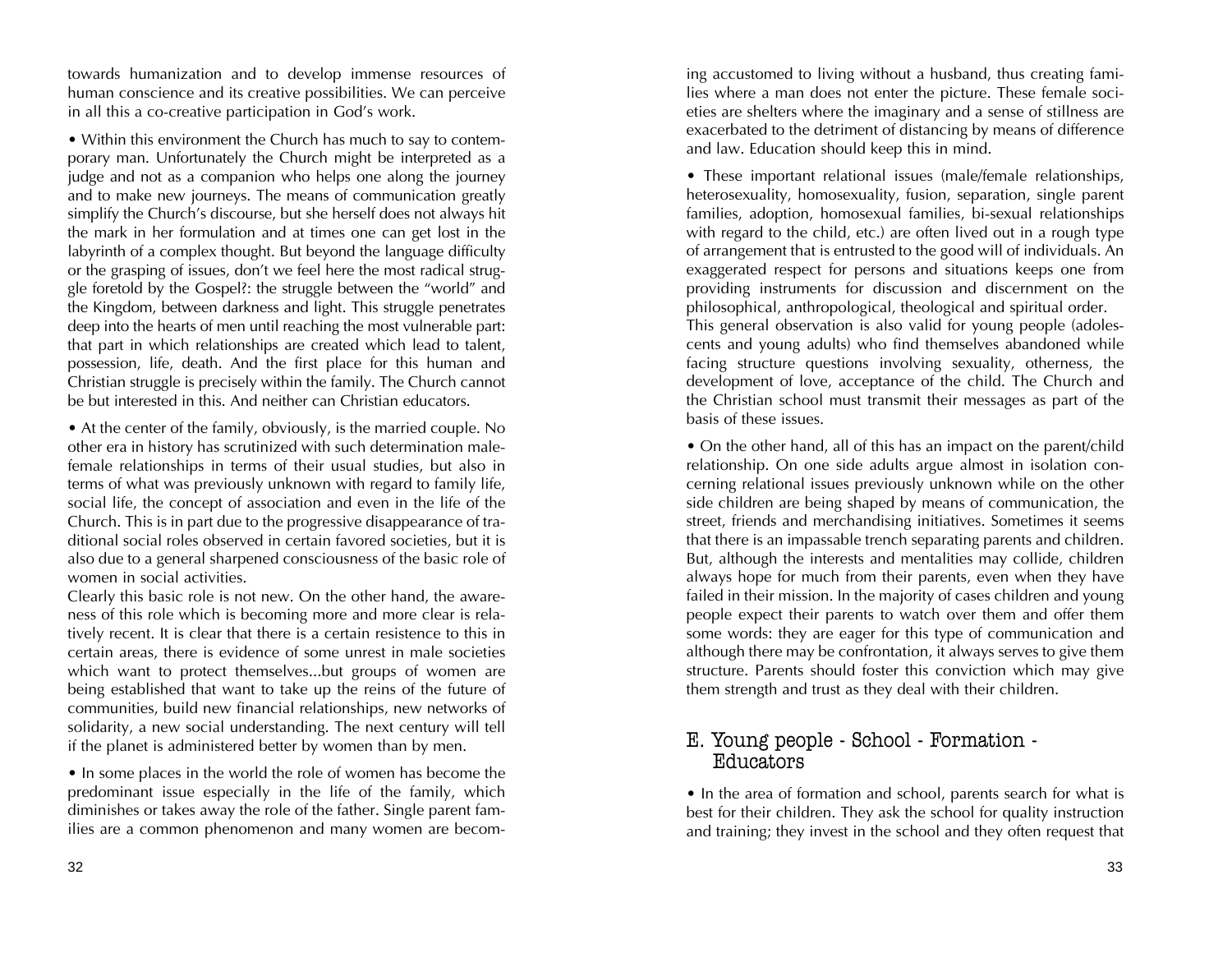towards humanization and to develop immense resources of human conscience and its creative possibilities. We can perceive in all this a co-creative participation in God's work.

• Within this environment the Church has much to say to contemporary man. Unfortunately the Church might be interpreted as a judge and not as a companion who helps one along the journey and to make new journeys. The means of communication greatly simplify the Church's discourse, but she herself does not always hit the mark in her formulation and at times one can get lost in the labyrinth of a complex thought. But beyond the language difficulty or the grasping of issues, don't we feel here the most radical struggle foretold by the Gospel?: the struggle between the "world" and the Kingdom, between darkness and light. This struggle penetrates deep into the hearts of men until reaching the most vulnerable part: that part in which relationships are created which lead to talent, possession, life, death. And the first place for this human and Christian struggle is precisely within the family. The Church cannot be but interested in this. And neither can Christian educators.

• At the center of the family, obviously, is the married couple. No other era in history has scrutinized with such determination male-female relationships in terms of their usual studies, but also in terms of what was previously unknown with regard to family life, social life, the concept of association and even in the life of the Church. This is in part due to the progressive disappearance of traditional social roles observed in certain favored societies, but it is also due to a general sharpened consciousness of the basic role of women in social activities.
Clearly this basic role is not new. On the other hand, the awareness of this role which is becoming more and more clear is relatively recent. It is clear that there is a certain resistence to this in certain areas, there is evidence of some unrest in male societies which want to protect themselves...but groups of women are being established that want to take up the reins of the future of communities, build new financial relationships, new networks of solidarity, a new social understanding. The next century will tell if the planet is administered better by women than by men.

• In some places in the world the role of women has become the predominant issue especially in the life of the family, which diminishes or takes away the role of the father. Single parent families are a common phenomenon and many women are becoming accustomed to living without a husband, thus creating families where a man does not enter the picture. These female societies are shelters where the imaginary and a sense of stillness are exacerbated to the detriment of distancing by means of difference and law. Education should keep this in mind.

• These important relational issues (male/female relationships, heterosexuality, homosexuality, fusion, separation, single parent families, adoption, homosexual families, bi-sexual relationships with regard to the child, etc.) are often lived out in a rough type of arrangement that is entrusted to the good will of individuals. An exaggerated respect for persons and situations keeps one from providing instruments for discussion and discernment on the philosophical, anthropological, theological and spiritual order.
This general observation is also valid for young people (adolescents and young adults) who find themselves abandoned while facing structure questions involving sexuality, otherness, the development of love, acceptance of the child. The Church and the Christian school must transmit their messages as part of the basis of these issues.

• On the other hand, all of this has an impact on the parent/child relationship. On one side adults argue almost in isolation concerning relational issues previously unknown while on the other side children are being shaped by means of communication, the street, friends and merchandising initiatives. Sometimes it seems that there is an impassable trench separating parents and children. But, although the interests and mentalities may collide, children always hope for much from their parents, even when they have failed in their mission. In the majority of cases children and young people expect their parents to watch over them and offer them some words: they are eager for this type of communication and although there may be confrontation, it always serves to give them structure. Parents should foster this conviction which may give them strength and trust as they deal with their children.

## E. Young people - School - Formation - Educators

• In the area of formation and school, parents search for what is best for their children. They ask the school for quality instruction and training; they invest in the school and they often request that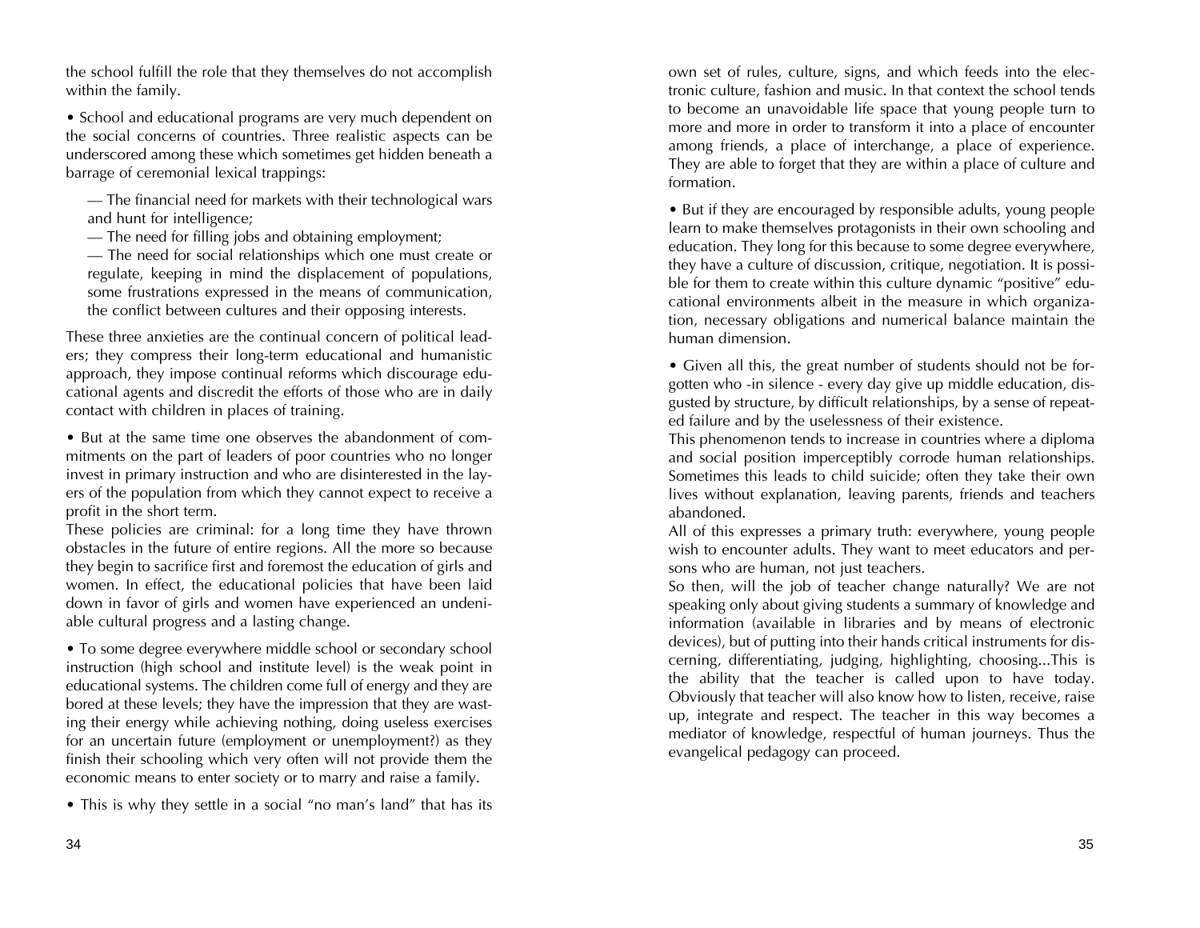the school fulfill the role that they themselves do not accomplish within the family.

• School and educational programs are very much dependent on the social concerns of countries. Three realistic aspects can be underscored among these which sometimes get hidden beneath a barrage of ceremonial lexical trappings:

— The financial need for markets with their technological wars and hunt for intelligence;
— The need for filling jobs and obtaining employment;
— The need for social relationships which one must create or regulate, keeping in mind the displacement of populations, some frustrations expressed in the means of communication, the conflict between cultures and their opposing interests.

These three anxieties are the continual concern of political leaders; they compress their long-term educational and humanistic approach, they impose continual reforms which discourage educational agents and discredit the efforts of those who are in daily contact with children in places of training.

• But at the same time one observes the abandonment of commitments on the part of leaders of poor countries who no longer invest in primary instruction and who are disinterested in the layers of the population from which they cannot expect to receive a profit in the short term.
These policies are criminal: for a long time they have thrown obstacles in the future of entire regions. All the more so because they begin to sacrifice first and foremost the education of girls and women. In effect, the educational policies that have been laid down in favor of girls and women have experienced an undeniable cultural progress and a lasting change.

• To some degree everywhere middle school or secondary school instruction (high school and institute level) is the weak point in educational systems. The children come full of energy and they are bored at these levels; they have the impression that they are wasting their energy while achieving nothing, doing useless exercises for an uncertain future (employment or unemployment?) as they finish their schooling which very often will not provide them the economic means to enter society or to marry and raise a family.

• This is why they settle in a social "no man's land" that has its own set of rules, culture, signs, and which feeds into the electronic culture, fashion and music. In that context the school tends to become an unavoidable life space that young people turn to more and more in order to transform it into a place of encounter among friends, a place of interchange, a place of experience. They are able to forget that they are within a place of culture and formation.

• But if they are encouraged by responsible adults, young people learn to make themselves protagonists in their own schooling and education. They long for this because to some degree everywhere, they have a culture of discussion, critique, negotiation. It is possible for them to create within this culture dynamic "positive" educational environments albeit in the measure in which organization, necessary obligations and numerical balance maintain the human dimension.

• Given all this, the great number of students should not be forgotten who -in silence - every day give up middle education, disgusted by structure, by difficult relationships, by a sense of repeated failure and by the uselessness of their existence.
This phenomenon tends to increase in countries where a diploma and social position imperceptibly corrode human relationships. Sometimes this leads to child suicide; often they take their own lives without explanation, leaving parents, friends and teachers abandoned.
All of this expresses a primary truth: everywhere, young people wish to encounter adults. They want to meet educators and persons who are human, not just teachers.
So then, will the job of teacher change naturally? We are not speaking only about giving students a summary of knowledge and information (available in libraries and by means of electronic devices), but of putting into their hands critical instruments for discerning, differentiating, judging, highlighting, choosing...This is the ability that the teacher is called upon to have today. Obviously that teacher will also know how to listen, receive, raise up, integrate and respect. The teacher in this way becomes a mediator of knowledge, respectful of human journeys. Thus the evangelical pedagogy can proceed.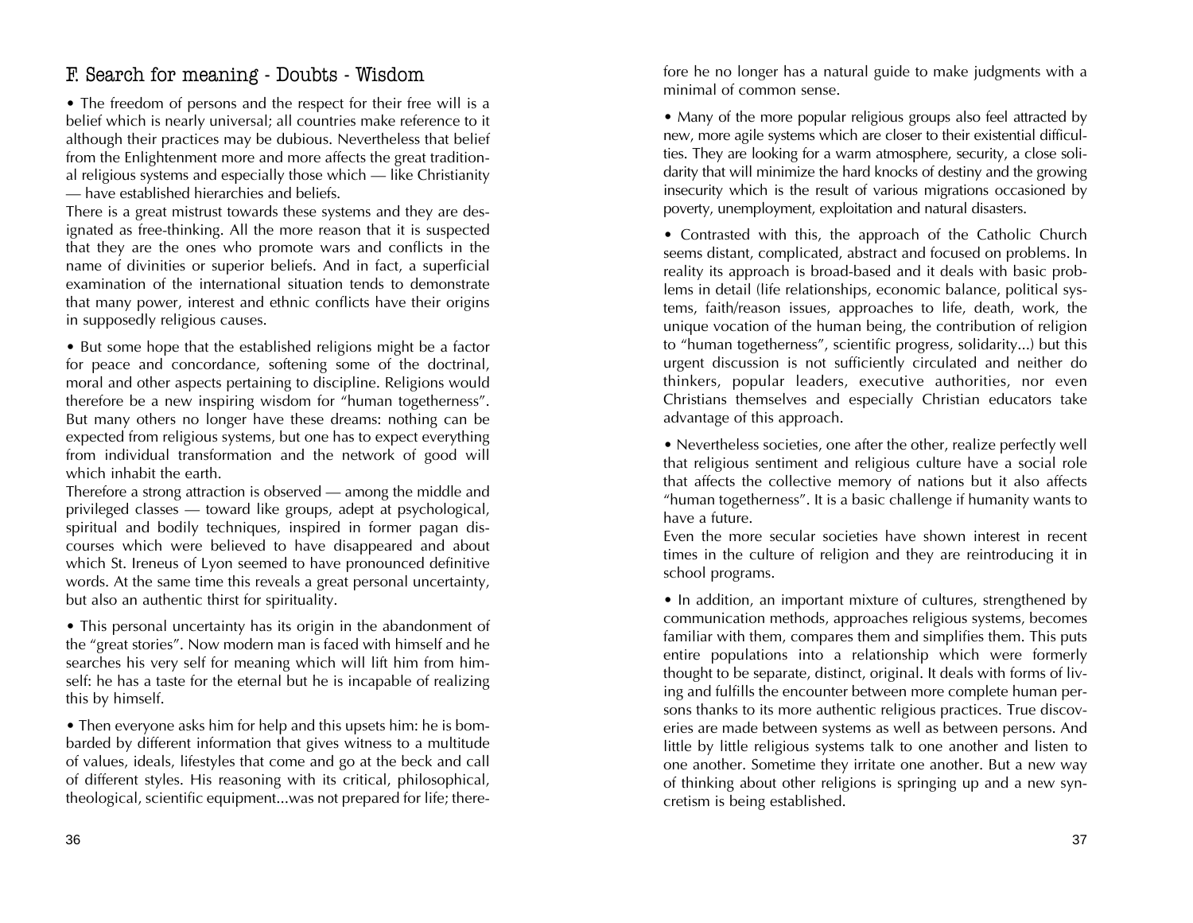## F. Search for meaning - Doubts - Wisdom

• The freedom of persons and the respect for their free will is a belief which is nearly universal; all countries make reference to it although their practices may be dubious. Nevertheless that belief from the Enlightenment more and more affects the great traditional religious systems and especially those which — like Christianity — have established hierarchies and beliefs.

There is a great mistrust towards these systems and they are designated as free-thinking. All the more reason that it is suspected that they are the ones who promote wars and conflicts in the name of divinities or superior beliefs. And in fact, a superficial examination of the international situation tends to demonstrate that many power, interest and ethnic conflicts have their origins in supposedly religious causes.

• But some hope that the established religions might be a factor for peace and concordance, softening some of the doctrinal, moral and other aspects pertaining to discipline. Religions would therefore be a new inspiring wisdom for "human togetherness". But many others no longer have these dreams: nothing can be expected from religious systems, but one has to expect everything from individual transformation and the network of good will which inhabit the earth.

Therefore a strong attraction is observed — among the middle and privileged classes — toward like groups, adept at psychological, spiritual and bodily techniques, inspired in former pagan discourses which were believed to have disappeared and about which St. Ireneus of Lyon seemed to have pronounced definitive words. At the same time this reveals a great personal uncertainty, but also an authentic thirst for spirituality.

• This personal uncertainty has its origin in the abandonment of the "great stories". Now modern man is faced with himself and he searches his very self for meaning which will lift him from himself: he has a taste for the eternal but he is incapable of realizing this by himself.

• Then everyone asks him for help and this upsets him: he is bombarded by different information that gives witness to a multitude of values, ideals, lifestyles that come and go at the beck and call of different styles. His reasoning with its critical, philosophical, theological, scientific equipment...was not prepared for life; therefore he no longer has a natural guide to make judgments with a minimal of common sense.

• Many of the more popular religious groups also feel attracted by new, more agile systems which are closer to their existential difficulties. They are looking for a warm atmosphere, security, a close solidarity that will minimize the hard knocks of destiny and the growing insecurity which is the result of various migrations occasioned by poverty, unemployment, exploitation and natural disasters.

• Contrasted with this, the approach of the Catholic Church seems distant, complicated, abstract and focused on problems. In reality its approach is broad-based and it deals with basic problems in detail (life relationships, economic balance, political systems, faith/reason issues, approaches to life, death, work, the unique vocation of the human being, the contribution of religion to "human togetherness", scientific progress, solidarity...) but this urgent discussion is not sufficiently circulated and neither do thinkers, popular leaders, executive authorities, nor even Christians themselves and especially Christian educators take advantage of this approach.

• Nevertheless societies, one after the other, realize perfectly well that religious sentiment and religious culture have a social role that affects the collective memory of nations but it also affects "human togetherness". It is a basic challenge if humanity wants to have a future.

Even the more secular societies have shown interest in recent times in the culture of religion and they are reintroducing it in school programs.

• In addition, an important mixture of cultures, strengthened by communication methods, approaches religious systems, becomes familiar with them, compares them and simplifies them. This puts entire populations into a relationship which were formerly thought to be separate, distinct, original. It deals with forms of living and fulfills the encounter between more complete human persons thanks to its more authentic religious practices. True discoveries are made between systems as well as between persons. And little by little religious systems talk to one another and listen to one another. Sometime they irritate one another. But a new way of thinking about other religions is springing up and a new syncretism is being established.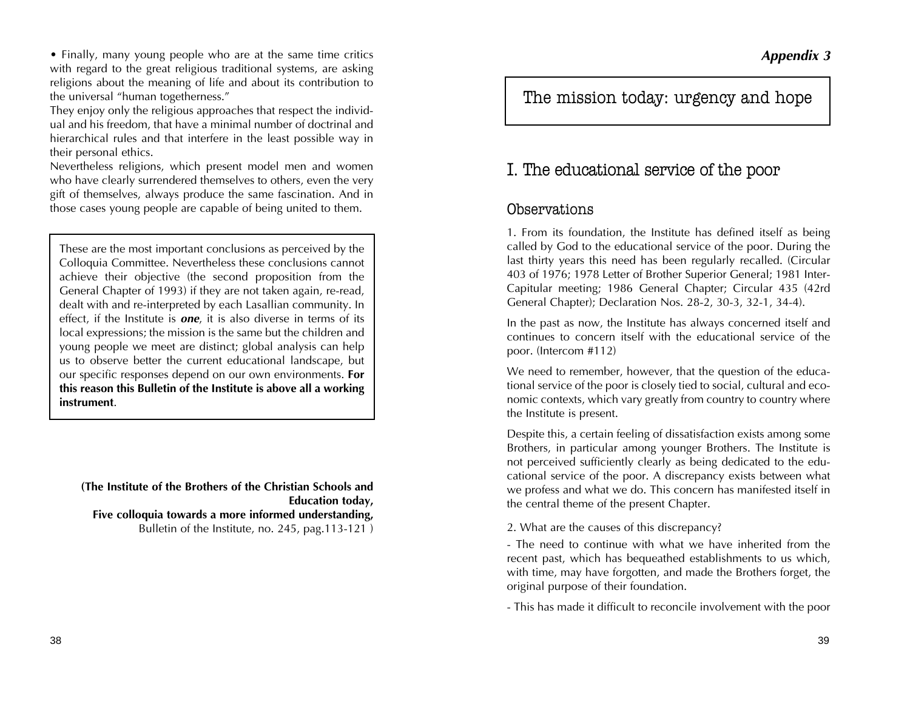• Finally, many young people who are at the same time critics with regard to the great religious traditional systems, are asking religions about the meaning of life and about its contribution to the universal "human togetherness."

They enjoy only the religious approaches that respect the individual and his freedom, that have a minimal number of doctrinal and hierarchical rules and that interfere in the least possible way in their personal ethics.

Nevertheless religions, which present model men and women who have clearly surrendered themselves to others, even the very gift of themselves, always produce the same fascination. And in those cases young people are capable of being united to them.

These are the most important conclusions as perceived by the Colloquia Committee. Nevertheless these conclusions cannot achieve their objective (the second proposition from the General Chapter of 1993) if they are not taken again, re-read, dealt with and re-interpreted by each Lasallian community. In effect, if the Institute is ***one***, it is also diverse in terms of its local expressions; the mission is the same but the children and young people we meet are distinct; global analysis can help us to observe better the current educational landscape, but our specific responses depend on our own environments. **For this reason this Bulletin of the Institute is above all a working instrument**.

**(The Institute of the Brothers of the Christian Schools and Education today,**
**Five colloquia towards a more informed understanding,**
Bulletin of the Institute, no. 245, pag.113-121 )

***Appendix 3***

# The mission today: urgency and hope

## I. The educational service of the poor

### Observations

1. From its foundation, the Institute has defined itself as being called by God to the educational service of the poor. During the last thirty years this need has been regularly recalled. (Circular 403 of 1976; 1978 Letter of Brother Superior General; 1981 Inter-Capitular meeting; 1986 General Chapter; Circular 435 (42rd General Chapter); Declaration Nos. 28-2, 30-3, 32-1, 34-4).

In the past as now, the Institute has always concerned itself and continues to concern itself with the educational service of the poor. (Intercom #112)

We need to remember, however, that the question of the educational service of the poor is closely tied to social, cultural and economic contexts, which vary greatly from country to country where the Institute is present.

Despite this, a certain feeling of dissatisfaction exists among some Brothers, in particular among younger Brothers. The Institute is not perceived sufficiently clearly as being dedicated to the educational service of the poor. A discrepancy exists between what we profess and what we do. This concern has manifested itself in the central theme of the present Chapter.

2. What are the causes of this discrepancy?

- The need to continue with what we have inherited from the recent past, which has bequeathed establishments to us which, with time, may have forgotten, and made the Brothers forget, the original purpose of their foundation.

- This has made it difficult to reconcile involvement with the poor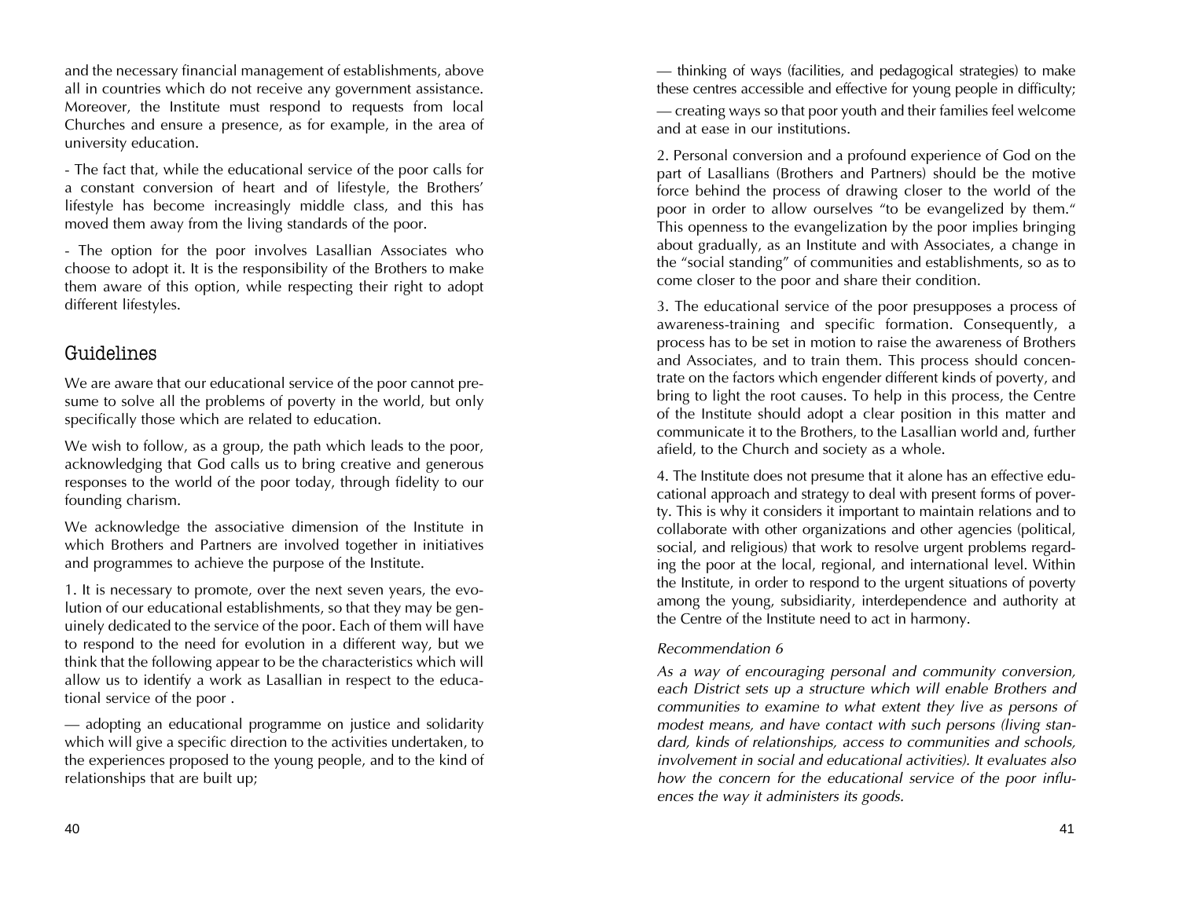and the necessary financial management of establishments, above all in countries which do not receive any government assistance. Moreover, the Institute must respond to requests from local Churches and ensure a presence, as for example, in the area of university education.

- The fact that, while the educational service of the poor calls for a constant conversion of heart and of lifestyle, the Brothers' lifestyle has become increasingly middle class, and this has moved them away from the living standards of the poor.

- The option for the poor involves Lasallian Associates who choose to adopt it. It is the responsibility of the Brothers to make them aware of this option, while respecting their right to adopt different lifestyles.

## Guidelines

We are aware that our educational service of the poor cannot presume to solve all the problems of poverty in the world, but only specifically those which are related to education.

We wish to follow, as a group, the path which leads to the poor, acknowledging that God calls us to bring creative and generous responses to the world of the poor today, through fidelity to our founding charism.

We acknowledge the associative dimension of the Institute in which Brothers and Partners are involved together in initiatives and programmes to achieve the purpose of the Institute.

1. It is necessary to promote, over the next seven years, the evolution of our educational establishments, so that they may be genuinely dedicated to the service of the poor. Each of them will have to respond to the need for evolution in a different way, but we think that the following appear to be the characteristics which will allow us to identify a work as Lasallian in respect to the educational service of the poor .

— adopting an educational programme on justice and solidarity which will give a specific direction to the activities undertaken, to the experiences proposed to the young people, and to the kind of relationships that are built up;

— thinking of ways (facilities, and pedagogical strategies) to make these centres accessible and effective for young people in difficulty;

— creating ways so that poor youth and their families feel welcome and at ease in our institutions.

2. Personal conversion and a profound experience of God on the part of Lasallians (Brothers and Partners) should be the motive force behind the process of drawing closer to the world of the poor in order to allow ourselves "to be evangelized by them." This openness to the evangelization by the poor implies bringing about gradually, as an Institute and with Associates, a change in the "social standing" of communities and establishments, so as to come closer to the poor and share their condition.

3. The educational service of the poor presupposes a process of awareness-training and specific formation. Consequently, a process has to be set in motion to raise the awareness of Brothers and Associates, and to train them. This process should concentrate on the factors which engender different kinds of poverty, and bring to light the root causes. To help in this process, the Centre of the Institute should adopt a clear position in this matter and communicate it to the Brothers, to the Lasallian world and, further afield, to the Church and society as a whole.

4. The Institute does not presume that it alone has an effective educational approach and strategy to deal with present forms of poverty. This is why it considers it important to maintain relations and to collaborate with other organizations and other agencies (political, social, and religious) that work to resolve urgent problems regarding the poor at the local, regional, and international level. Within the Institute, in order to respond to the urgent situations of poverty among the young, subsidiarity, interdependence and authority at the Centre of the Institute need to act in harmony.

*Recommendation 6*

*As a way of encouraging personal and community conversion, each District sets up a structure which will enable Brothers and communities to examine to what extent they live as persons of modest means, and have contact with such persons (living standard, kinds of relationships, access to communities and schools, involvement in social and educational activities). It evaluates also how the concern for the educational service of the poor influences the way it administers its goods.*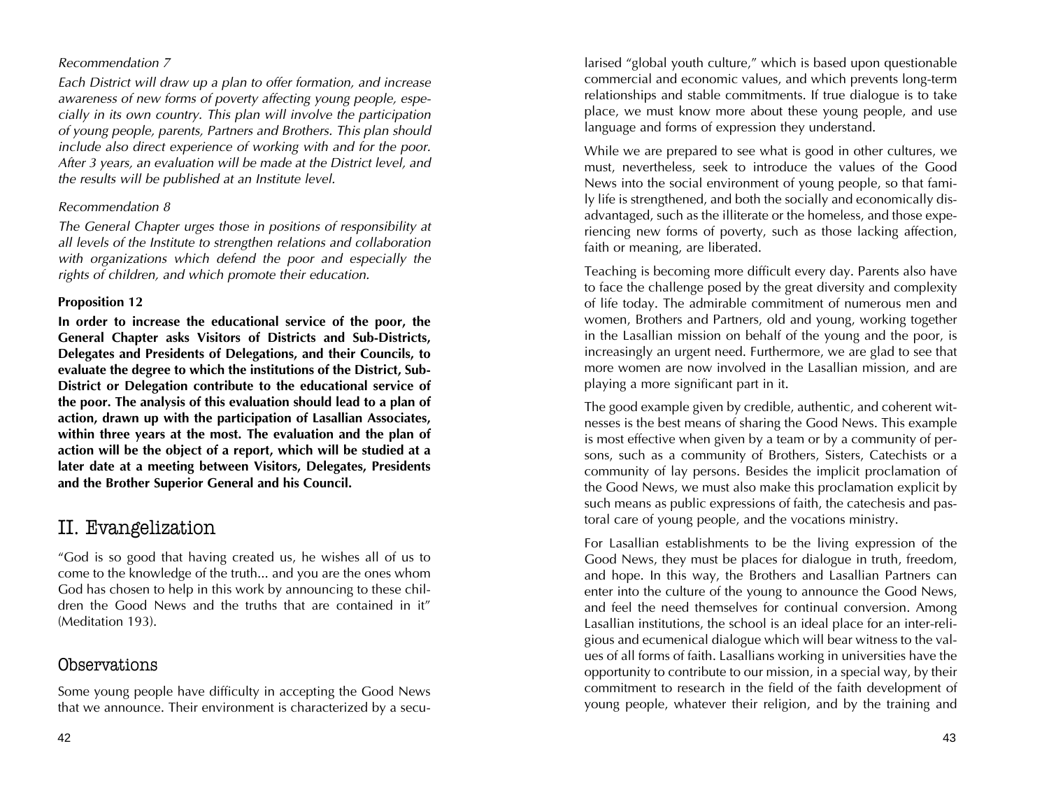*Recommendation 7*

*Each District will draw up a plan to offer formation, and increase awareness of new forms of poverty affecting young people, especially in its own country. This plan will involve the participation of young people, parents, Partners and Brothers. This plan should include also direct experience of working with and for the poor. After 3 years, an evaluation will be made at the District level, and the results will be published at an Institute level.*

*Recommendation 8*

*The General Chapter urges those in positions of responsibility at all levels of the Institute to strengthen relations and collaboration with organizations which defend the poor and especially the rights of children, and which promote their education.*

**Proposition 12**

**In order to increase the educational service of the poor, the General Chapter asks Visitors of Districts and Sub-Districts, Delegates and Presidents of Delegations, and their Councils, to evaluate the degree to which the institutions of the District, Sub-District or Delegation contribute to the educational service of the poor. The analysis of this evaluation should lead to a plan of action, drawn up with the participation of Lasallian Associates, within three years at the most. The evaluation and the plan of action will be the object of a report, which will be studied at a later date at a meeting between Visitors, Delegates, Presidents and the Brother Superior General and his Council.**

## II. Evangelization

"God is so good that having created us, he wishes all of us to come to the knowledge of the truth... and you are the ones whom God has chosen to help in this work by announcing to these children the Good News and the truths that are contained in it" (Meditation 193).

### Observations

Some young people have difficulty in accepting the Good News that we announce. Their environment is characterized by a secularised "global youth culture," which is based upon questionable commercial and economic values, and which prevents long-term relationships and stable commitments. If true dialogue is to take place, we must know more about these young people, and use language and forms of expression they understand.

While we are prepared to see what is good in other cultures, we must, nevertheless, seek to introduce the values of the Good News into the social environment of young people, so that family life is strengthened, and both the socially and economically disadvantaged, such as the illiterate or the homeless, and those experiencing new forms of poverty, such as those lacking affection, faith or meaning, are liberated.

Teaching is becoming more difficult every day. Parents also have to face the challenge posed by the great diversity and complexity of life today. The admirable commitment of numerous men and women, Brothers and Partners, old and young, working together in the Lasallian mission on behalf of the young and the poor, is increasingly an urgent need. Furthermore, we are glad to see that more women are now involved in the Lasallian mission, and are playing a more significant part in it.

The good example given by credible, authentic, and coherent witnesses is the best means of sharing the Good News. This example is most effective when given by a team or by a community of persons, such as a community of Brothers, Sisters, Catechists or a community of lay persons. Besides the implicit proclamation of the Good News, we must also make this proclamation explicit by such means as public expressions of faith, the catechesis and pastoral care of young people, and the vocations ministry.

For Lasallian establishments to be the living expression of the Good News, they must be places for dialogue in truth, freedom, and hope. In this way, the Brothers and Lasallian Partners can enter into the culture of the young to announce the Good News, and feel the need themselves for continual conversion. Among Lasallian institutions, the school is an ideal place for an inter-religious and ecumenical dialogue which will bear witness to the values of all forms of faith. Lasallians working in universities have the opportunity to contribute to our mission, in a special way, by their commitment to research in the field of the faith development of young people, whatever their religion, and by the training and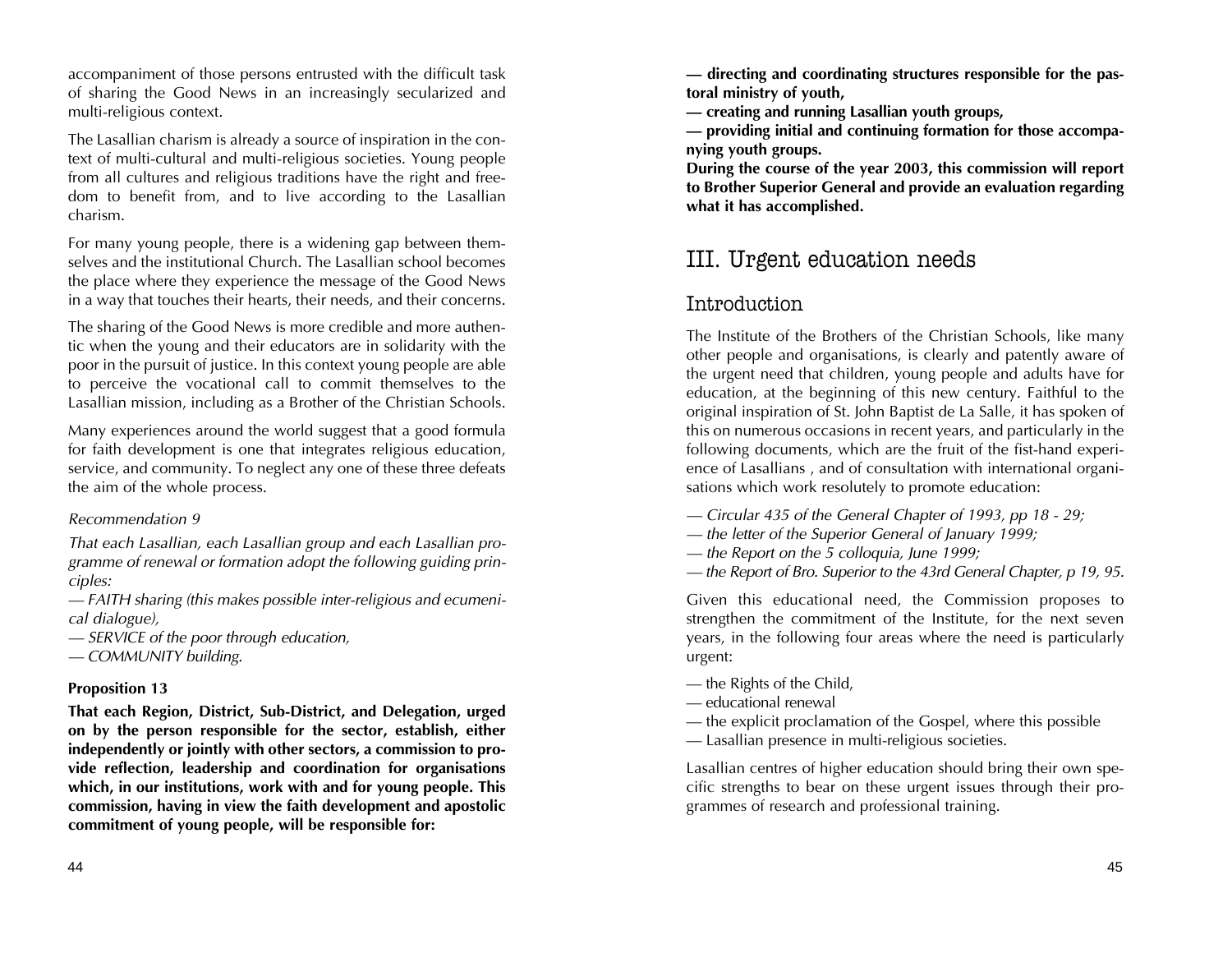accompaniment of those persons entrusted with the difficult task of sharing the Good News in an increasingly secularized and multi-religious context.

The Lasallian charism is already a source of inspiration in the context of multi-cultural and multi-religious societies. Young people from all cultures and religious traditions have the right and freedom to benefit from, and to live according to the Lasallian charism.

For many young people, there is a widening gap between themselves and the institutional Church. The Lasallian school becomes the place where they experience the message of the Good News in a way that touches their hearts, their needs, and their concerns.

The sharing of the Good News is more credible and more authentic when the young and their educators are in solidarity with the poor in the pursuit of justice. In this context young people are able to perceive the vocational call to commit themselves to the Lasallian mission, including as a Brother of the Christian Schools.

Many experiences around the world suggest that a good formula for faith development is one that integrates religious education, service, and community. To neglect any one of these three defeats the aim of the whole process.

*Recommendation 9*

*That each Lasallian, each Lasallian group and each Lasallian programme of renewal or formation adopt the following guiding principles:*

*— FAITH sharing (this makes possible inter-religious and ecumenical dialogue),*

*— SERVICE of the poor through education,*

*— COMMUNITY building.*

**Proposition 13**

**That each Region, District, Sub-District, and Delegation, urged on by the person responsible for the sector, establish, either independently or jointly with other sectors, a commission to provide reflection, leadership and coordination for organisations which, in our institutions, work with and for young people. This commission, having in view the faith development and apostolic commitment of young people, will be responsible for:**

**— directing and coordinating structures responsible for the pastoral ministry of youth,**

**— creating and running Lasallian youth groups,**

**— providing initial and continuing formation for those accompanying youth groups.**

**During the course of the year 2003, this commission will report to Brother Superior General and provide an evaluation regarding what it has accomplished.**

# III. Urgent education needs

## Introduction

The Institute of the Brothers of the Christian Schools, like many other people and organisations, is clearly and patently aware of the urgent need that children, young people and adults have for education, at the beginning of this new century. Faithful to the original inspiration of St. John Baptist de La Salle, it has spoken of this on numerous occasions in recent years, and particularly in the following documents, which are the fruit of the fist-hand experience of Lasallians , and of consultation with international organisations which work resolutely to promote education:

*— Circular 435 of the General Chapter of 1993, pp 18 - 29;*

*— the letter of the Superior General of January 1999;*

*— the Report on the 5 colloquia, June 1999;*

*— the Report of Bro. Superior to the 43rd General Chapter, p 19, 95.*

Given this educational need, the Commission proposes to strengthen the commitment of the Institute, for the next seven years, in the following four areas where the need is particularly urgent:

— the Rights of the Child,

— educational renewal

— the explicit proclamation of the Gospel, where this possible

— Lasallian presence in multi-religious societies.

Lasallian centres of higher education should bring their own specific strengths to bear on these urgent issues through their programmes of research and professional training.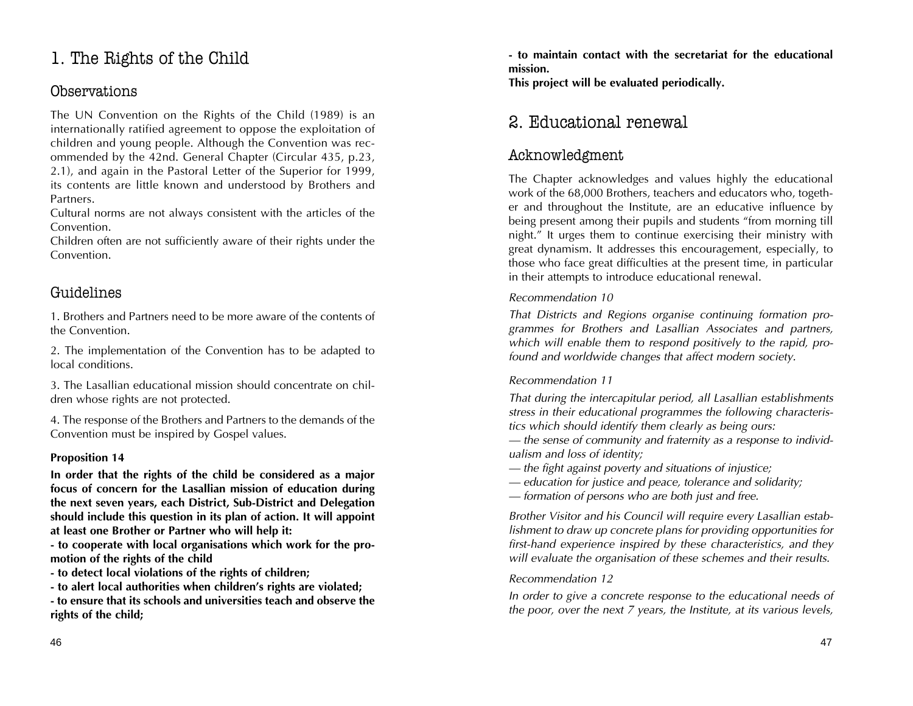# 1. The Rights of the Child

## Observations

The UN Convention on the Rights of the Child (1989) is an internationally ratified agreement to oppose the exploitation of children and young people. Although the Convention was recommended by the 42nd. General Chapter (Circular 435, p.23, 2.1), and again in the Pastoral Letter of the Superior for 1999, its contents are little known and understood by Brothers and Partners.

Cultural norms are not always consistent with the articles of the Convention.

Children often are not sufficiently aware of their rights under the Convention.

## Guidelines

1. Brothers and Partners need to be more aware of the contents of the Convention.

2. The implementation of the Convention has to be adapted to local conditions.

3. The Lasallian educational mission should concentrate on children whose rights are not protected.

4. The response of the Brothers and Partners to the demands of the Convention must be inspired by Gospel values.

**Proposition 14**

**In order that the rights of the child be considered as a major focus of concern for the Lasallian mission of education during the next seven years, each District, Sub-District and Delegation should include this question in its plan of action. It will appoint at least one Brother or Partner who will help it:**

**- to cooperate with local organisations which work for the promotion of the rights of the child**

**- to detect local violations of the rights of children;**

**- to alert local authorities when children's rights are violated;**

**- to ensure that its schools and universities teach and observe the rights of the child;**

**- to maintain contact with the secretariat for the educational mission.**

**This project will be evaluated periodically.**

# 2. Educational renewal

## Acknowledgment

The Chapter acknowledges and values highly the educational work of the 68,000 Brothers, teachers and educators who, together and throughout the Institute, are an educative influence by being present among their pupils and students "from morning till night." It urges them to continue exercising their ministry with great dynamism. It addresses this encouragement, especially, to those who face great difficulties at the present time, in particular in their attempts to introduce educational renewal.

*Recommendation 10*

*That Districts and Regions organise continuing formation programmes for Brothers and Lasallian Associates and partners, which will enable them to respond positively to the rapid, profound and worldwide changes that affect modern society.*

*Recommendation 11*

*That during the intercapitular period, all Lasallian establishments stress in their educational programmes the following characteristics which should identify them clearly as being ours:*

*— the sense of community and fraternity as a response to individualism and loss of identity;*

*— the fight against poverty and situations of injustice;*

*— education for justice and peace, tolerance and solidarity;*

*— formation of persons who are both just and free.*

*Brother Visitor and his Council will require every Lasallian establishment to draw up concrete plans for providing opportunities for first-hand experience inspired by these characteristics, and they will evaluate the organisation of these schemes and their results.*

*Recommendation 12*

*In order to give a concrete response to the educational needs of the poor, over the next 7 years, the Institute, at its various levels,*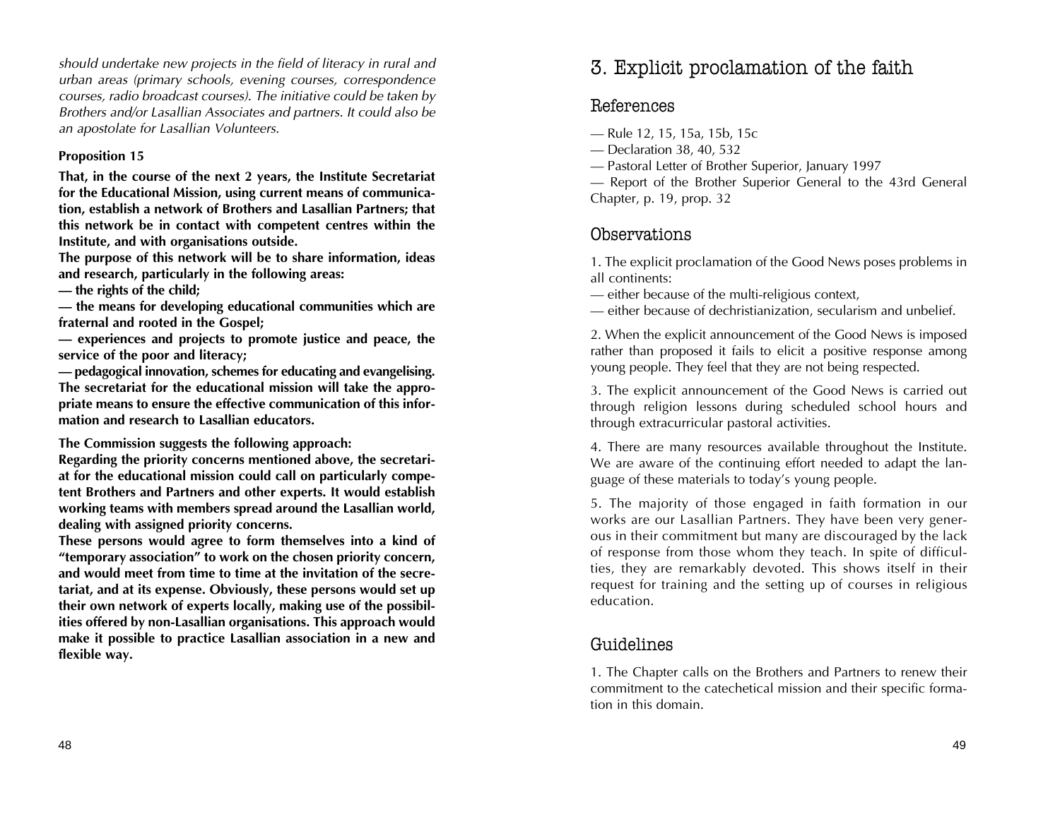*should undertake new projects in the field of literacy in rural and urban areas (primary schools, evening courses, correspondence courses, radio broadcast courses). The initiative could be taken by Brothers and/or Lasallian Associates and partners. It could also be an apostolate for Lasallian Volunteers.*

**Proposition 15**

**That, in the course of the next 2 years, the Institute Secretariat for the Educational Mission, using current means of communication, establish a network of Brothers and Lasallian Partners; that this network be in contact with competent centres within the Institute, and with organisations outside.**

**The purpose of this network will be to share information, ideas and research, particularly in the following areas:**

**— the rights of the child;**

**— the means for developing educational communities which are fraternal and rooted in the Gospel;**

**— experiences and projects to promote justice and peace, the service of the poor and literacy;**

**— pedagogical innovation, schemes for educating and evangelising.**

**The secretariat for the educational mission will take the appropriate means to ensure the effective communication of this information and research to Lasallian educators.**

**The Commission suggests the following approach:**

**Regarding the priority concerns mentioned above, the secretariat for the educational mission could call on particularly competent Brothers and Partners and other experts. It would establish working teams with members spread around the Lasallian world, dealing with assigned priority concerns.**

**These persons would agree to form themselves into a kind of "temporary association" to work on the chosen priority concern, and would meet from time to time at the invitation of the secretariat, and at its expense. Obviously, these persons would set up their own network of experts locally, making use of the possibilities offered by non-Lasallian organisations. This approach would make it possible to practice Lasallian association in a new and flexible way.**

# 3. Explicit proclamation of the faith

## References

— Rule 12, 15, 15a, 15b, 15c

— Declaration 38, 40, 532

— Pastoral Letter of Brother Superior, January 1997

— Report of the Brother Superior General to the 43rd General Chapter, p. 19, prop. 32

## Observations

1. The explicit proclamation of the Good News poses problems in all continents:

— either because of the multi-religious context,

— either because of dechristianization, secularism and unbelief.

2. When the explicit announcement of the Good News is imposed rather than proposed it fails to elicit a positive response among young people. They feel that they are not being respected.

3. The explicit announcement of the Good News is carried out through religion lessons during scheduled school hours and through extracurricular pastoral activities.

4. There are many resources available throughout the Institute. We are aware of the continuing effort needed to adapt the language of these materials to today's young people.

5. The majority of those engaged in faith formation in our works are our Lasallian Partners. They have been very generous in their commitment but many are discouraged by the lack of response from those whom they teach. In spite of difficulties, they are remarkably devoted. This shows itself in their request for training and the setting up of courses in religious education.

## Guidelines

1. The Chapter calls on the Brothers and Partners to renew their commitment to the catechetical mission and their specific formation in this domain.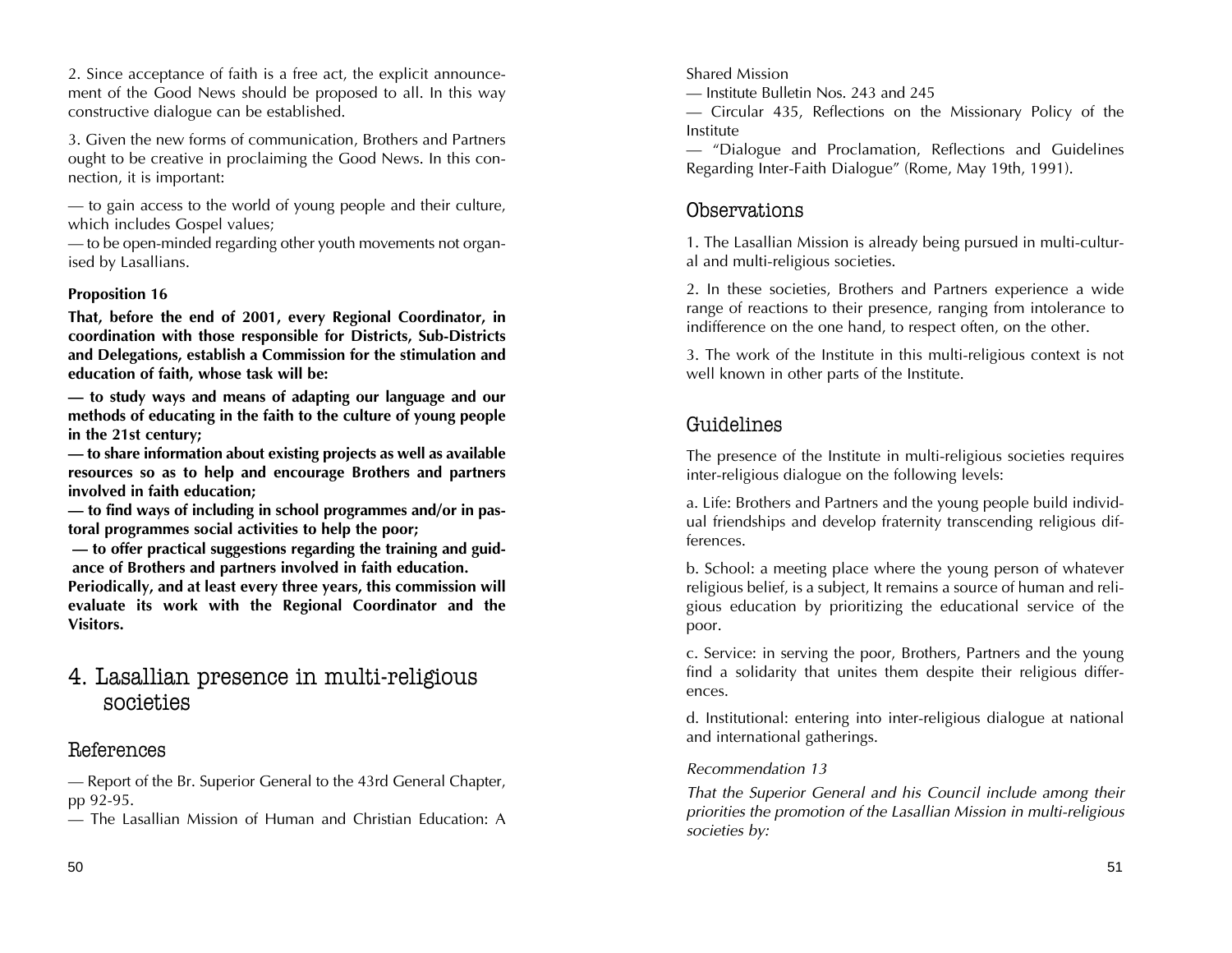2. Since acceptance of faith is a free act, the explicit announcement of the Good News should be proposed to all. In this way constructive dialogue can be established.

3. Given the new forms of communication, Brothers and Partners ought to be creative in proclaiming the Good News. In this connection, it is important:

— to gain access to the world of young people and their culture, which includes Gospel values;
— to be open-minded regarding other youth movements not organised by Lasallians.

**Proposition 16**

**That, before the end of 2001, every Regional Coordinator, in coordination with those responsible for Districts, Sub-Districts and Delegations, establish a Commission for the stimulation and education of faith, whose task will be:**

**— to study ways and means of adapting our language and our methods of educating in the faith to the culture of young people in the 21st century;**
**— to share information about existing projects as well as available resources so as to help and encourage Brothers and partners involved in faith education;**
**— to find ways of including in school programmes and/or in pastoral programmes social activities to help the poor;**
**— to offer practical suggestions regarding the training and guidance of Brothers and partners involved in faith education.**
**Periodically, and at least every three years, this commission will evaluate its work with the Regional Coordinator and the Visitors.**

## 4. Lasallian presence in multi-religious societies

### References

— Report of the Br. Superior General to the 43rd General Chapter, pp 92-95.
— The Lasallian Mission of Human and Christian Education: A Shared Mission
— Institute Bulletin Nos. 243 and 245
— Circular 435, Reflections on the Missionary Policy of the Institute
— "Dialogue and Proclamation, Reflections and Guidelines Regarding Inter-Faith Dialogue" (Rome, May 19th, 1991).

### Observations

1. The Lasallian Mission is already being pursued in multi-cultural and multi-religious societies.

2. In these societies, Brothers and Partners experience a wide range of reactions to their presence, ranging from intolerance to indifference on the one hand, to respect often, on the other.

3. The work of the Institute in this multi-religious context is not well known in other parts of the Institute.

### Guidelines

The presence of the Institute in multi-religious societies requires inter-religious dialogue on the following levels:

a. Life: Brothers and Partners and the young people build individual friendships and develop fraternity transcending religious differences.

b. School: a meeting place where the young person of whatever religious belief, is a subject, It remains a source of human and religious education by prioritizing the educational service of the poor.

c. Service: in serving the poor, Brothers, Partners and the young find a solidarity that unites them despite their religious differences.

d. Institutional: entering into inter-religious dialogue at national and international gatherings.

*Recommendation 13*

*That the Superior General and his Council include among their priorities the promotion of the Lasallian Mission in multi-religious societies by:*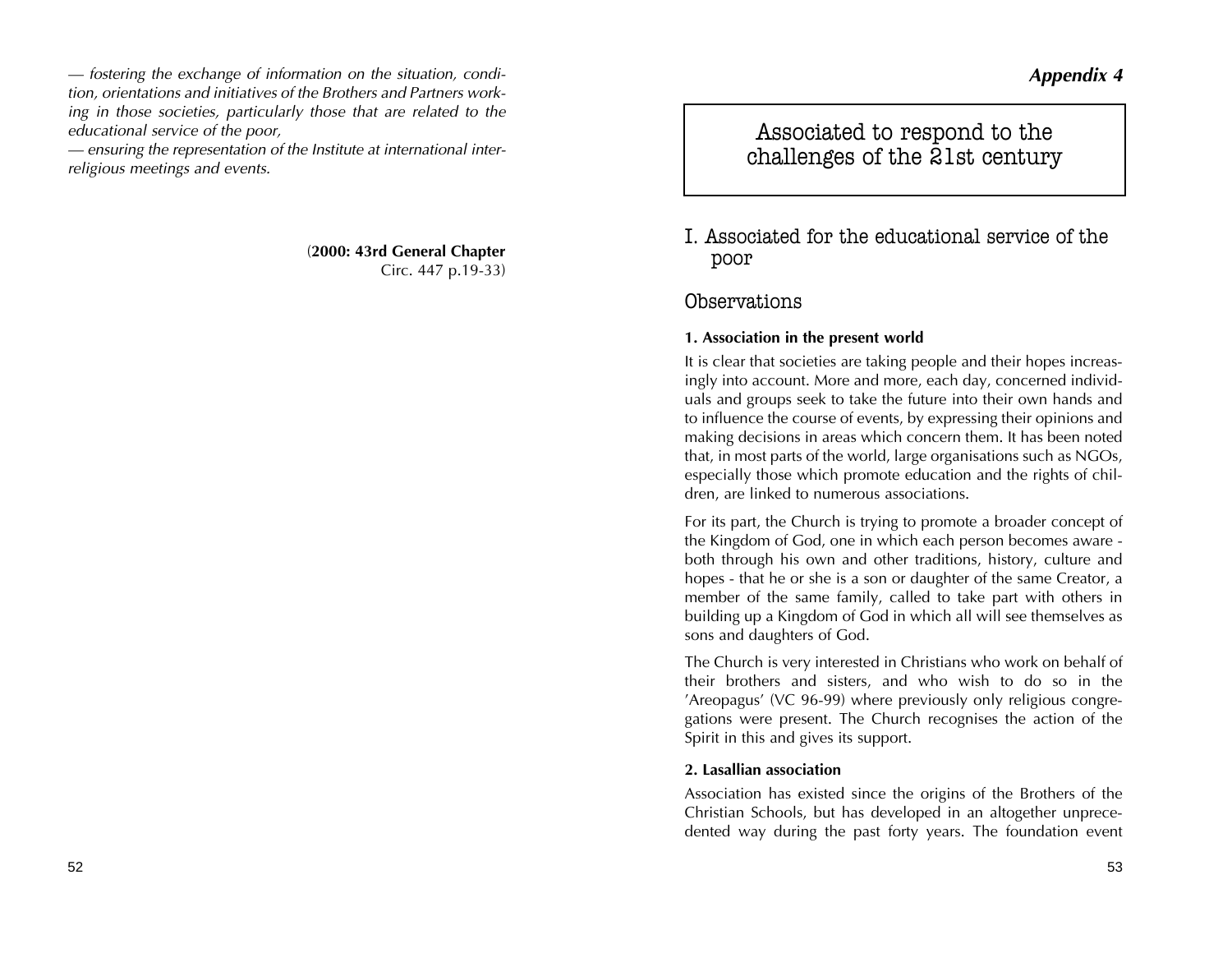*— fostering the exchange of information on the situation, condition, orientations and initiatives of the Brothers and Partners working in those societies, particularly those that are related to the educational service of the poor,*
*— ensuring the representation of the Institute at international interreligious meetings and events.*

(**2000: 43rd General Chapter**
Circ. 447 p.19-33)

***Appendix 4***

# Associated to respond to the challenges of the 21st century

## I. Associated for the educational service of the poor

### Observations

**1. Association in the present world**

It is clear that societies are taking people and their hopes increasingly into account. More and more, each day, concerned individuals and groups seek to take the future into their own hands and to influence the course of events, by expressing their opinions and making decisions in areas which concern them. It has been noted that, in most parts of the world, large organisations such as NGOs, especially those which promote education and the rights of children, are linked to numerous associations.

For its part, the Church is trying to promote a broader concept of the Kingdom of God, one in which each person becomes aware - both through his own and other traditions, history, culture and hopes - that he or she is a son or daughter of the same Creator, a member of the same family, called to take part with others in building up a Kingdom of God in which all will see themselves as sons and daughters of God.

The Church is very interested in Christians who work on behalf of their brothers and sisters, and who wish to do so in the 'Areopagus' (VC 96-99) where previously only religious congregations were present. The Church recognises the action of the Spirit in this and gives its support.

**2. Lasallian association**

Association has existed since the origins of the Brothers of the Christian Schools, but has developed in an altogether unprecedented way during the past forty years. The foundation event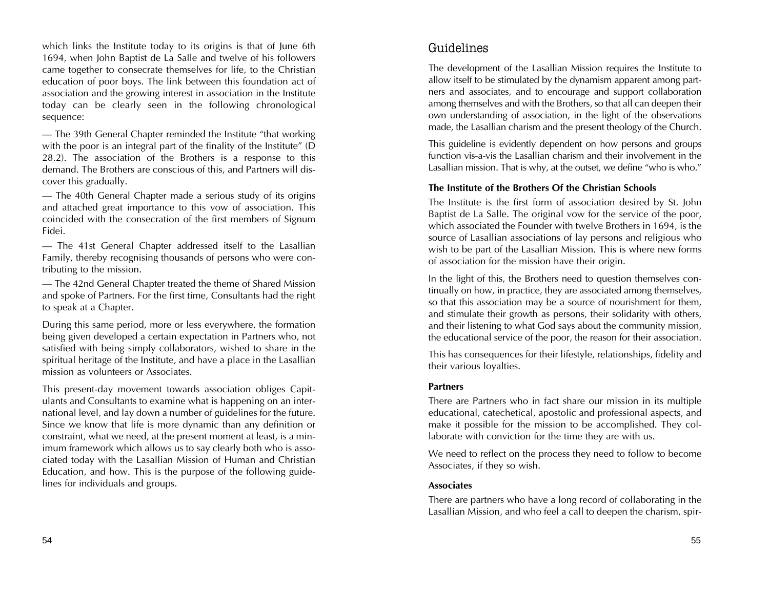which links the Institute today to its origins is that of June 6th 1694, when John Baptist de La Salle and twelve of his followers came together to consecrate themselves for life, to the Christian education of poor boys. The link between this foundation act of association and the growing interest in association in the Institute today can be clearly seen in the following chronological sequence:

— The 39th General Chapter reminded the Institute "that working with the poor is an integral part of the finality of the Institute" (D 28.2). The association of the Brothers is a response to this demand. The Brothers are conscious of this, and Partners will discover this gradually.

— The 40th General Chapter made a serious study of its origins and attached great importance to this vow of association. This coincided with the consecration of the first members of Signum Fidei.

— The 41st General Chapter addressed itself to the Lasallian Family, thereby recognising thousands of persons who were contributing to the mission.

— The 42nd General Chapter treated the theme of Shared Mission and spoke of Partners. For the first time, Consultants had the right to speak at a Chapter.

During this same period, more or less everywhere, the formation being given developed a certain expectation in Partners who, not satisfied with being simply collaborators, wished to share in the spiritual heritage of the Institute, and have a place in the Lasallian mission as volunteers or Associates.

This present-day movement towards association obliges Capitulants and Consultants to examine what is happening on an international level, and lay down a number of guidelines for the future. Since we know that life is more dynamic than any definition or constraint, what we need, at the present moment at least, is a minimum framework which allows us to say clearly both who is associated today with the Lasallian Mission of Human and Christian Education, and how. This is the purpose of the following guidelines for individuals and groups.

## Guidelines

The development of the Lasallian Mission requires the Institute to allow itself to be stimulated by the dynamism apparent among partners and associates, and to encourage and support collaboration among themselves and with the Brothers, so that all can deepen their own understanding of association, in the light of the observations made, the Lasallian charism and the present theology of the Church.

This guideline is evidently dependent on how persons and groups function vis-a-vis the Lasallian charism and their involvement in the Lasallian mission. That is why, at the outset, we define "who is who."

**The Institute of the Brothers Of the Christian Schools**

The Institute is the first form of association desired by St. John Baptist de La Salle. The original vow for the service of the poor, which associated the Founder with twelve Brothers in 1694, is the source of Lasallian associations of lay persons and religious who wish to be part of the Lasallian Mission. This is where new forms of association for the mission have their origin.

In the light of this, the Brothers need to question themselves continually on how, in practice, they are associated among themselves, so that this association may be a source of nourishment for them, and stimulate their growth as persons, their solidarity with others, and their listening to what God says about the community mission, the educational service of the poor, the reason for their association.

This has consequences for their lifestyle, relationships, fidelity and their various loyalties.

**Partners**

There are Partners who in fact share our mission in its multiple educational, catechetical, apostolic and professional aspects, and make it possible for the mission to be accomplished. They collaborate with conviction for the time they are with us.

We need to reflect on the process they need to follow to become Associates, if they so wish.

**Associates**

There are partners who have a long record of collaborating in the Lasallian Mission, and who feel a call to deepen the charism, spir-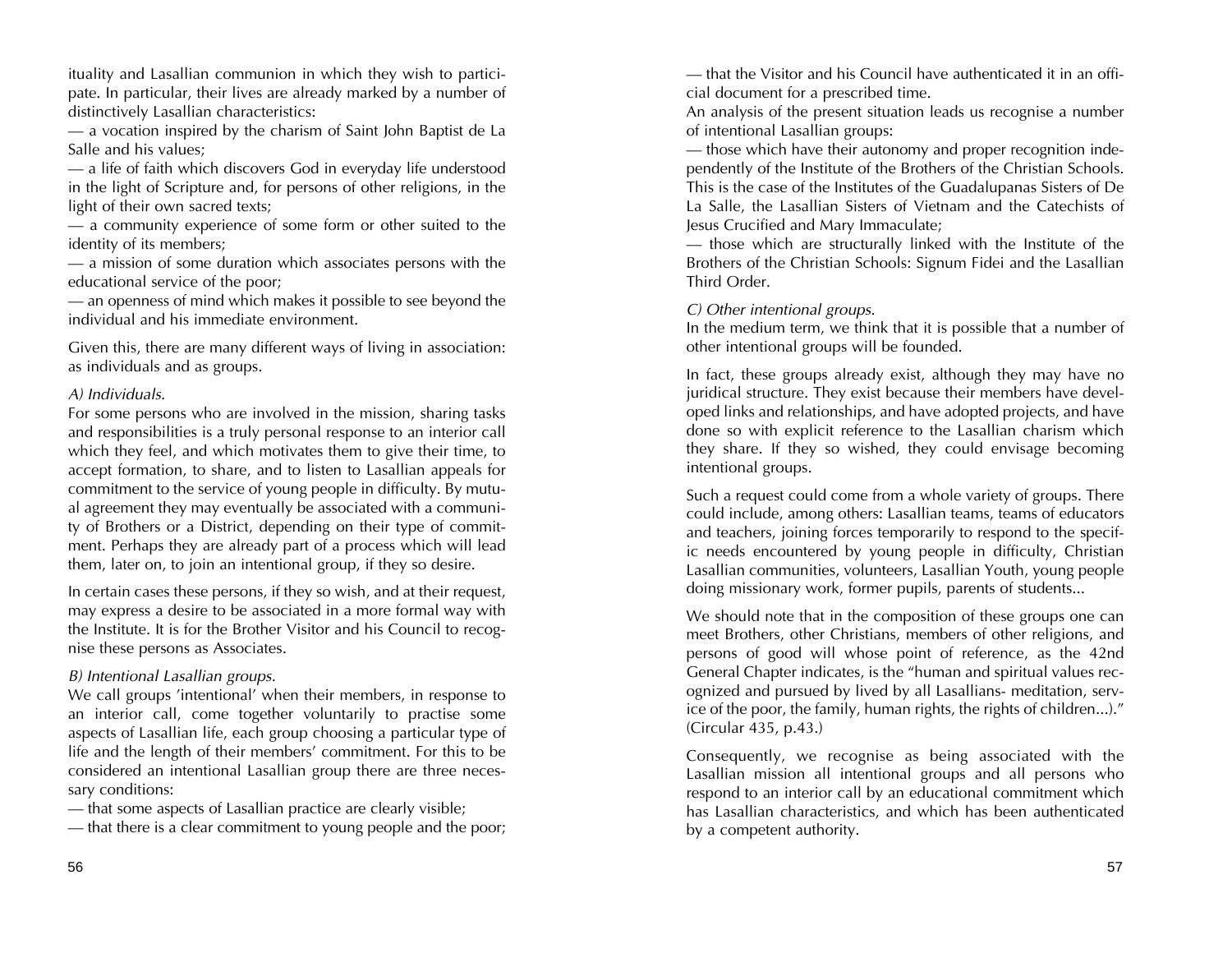ituality and Lasallian communion in which they wish to participate. In particular, their lives are already marked by a number of distinctively Lasallian characteristics:

— a vocation inspired by the charism of Saint John Baptist de La Salle and his values;

— a life of faith which discovers God in everyday life understood in the light of Scripture and, for persons of other religions, in the light of their own sacred texts;

— a community experience of some form or other suited to the identity of its members;

— a mission of some duration which associates persons with the educational service of the poor;

— an openness of mind which makes it possible to see beyond the individual and his immediate environment.

Given this, there are many different ways of living in association: as individuals and as groups.

*A) Individuals.*

For some persons who are involved in the mission, sharing tasks and responsibilities is a truly personal response to an interior call which they feel, and which motivates them to give their time, to accept formation, to share, and to listen to Lasallian appeals for commitment to the service of young people in difficulty. By mutual agreement they may eventually be associated with a community of Brothers or a District, depending on their type of commitment. Perhaps they are already part of a process which will lead them, later on, to join an intentional group, if they so desire.

In certain cases these persons, if they so wish, and at their request, may express a desire to be associated in a more formal way with the Institute. It is for the Brother Visitor and his Council to recognise these persons as Associates.

*B) Intentional Lasallian groups.*

We call groups 'intentional' when their members, in response to an interior call, come together voluntarily to practise some aspects of Lasallian life, each group choosing a particular type of life and the length of their members' commitment. For this to be considered an intentional Lasallian group there are three necessary conditions:

— that some aspects of Lasallian practice are clearly visible;

— that there is a clear commitment to young people and the poor;

— that the Visitor and his Council have authenticated it in an official document for a prescribed time.

An analysis of the present situation leads us recognise a number of intentional Lasallian groups:

— those which have their autonomy and proper recognition independently of the Institute of the Brothers of the Christian Schools. This is the case of the Institutes of the Guadalupanas Sisters of De La Salle, the Lasallian Sisters of Vietnam and the Catechists of Jesus Crucified and Mary Immaculate;

— those which are structurally linked with the Institute of the Brothers of the Christian Schools: Signum Fidei and the Lasallian Third Order.

*C) Other intentional groups.*

In the medium term, we think that it is possible that a number of other intentional groups will be founded.

In fact, these groups already exist, although they may have no juridical structure. They exist because their members have developed links and relationships, and have adopted projects, and have done so with explicit reference to the Lasallian charism which they share. If they so wished, they could envisage becoming intentional groups.

Such a request could come from a whole variety of groups. There could include, among others: Lasallian teams, teams of educators and teachers, joining forces temporarily to respond to the specific needs encountered by young people in difficulty, Christian Lasallian communities, volunteers, Lasallian Youth, young people doing missionary work, former pupils, parents of students...

We should note that in the composition of these groups one can meet Brothers, other Christians, members of other religions, and persons of good will whose point of reference, as the 42nd General Chapter indicates, is the "human and spiritual values recognized and pursued by lived by all Lasallians- meditation, service of the poor, the family, human rights, the rights of children...)." (Circular 435, p.43.)

Consequently, we recognise as being associated with the Lasallian mission all intentional groups and all persons who respond to an interior call by an educational commitment which has Lasallian characteristics, and which has been authenticated by a competent authority.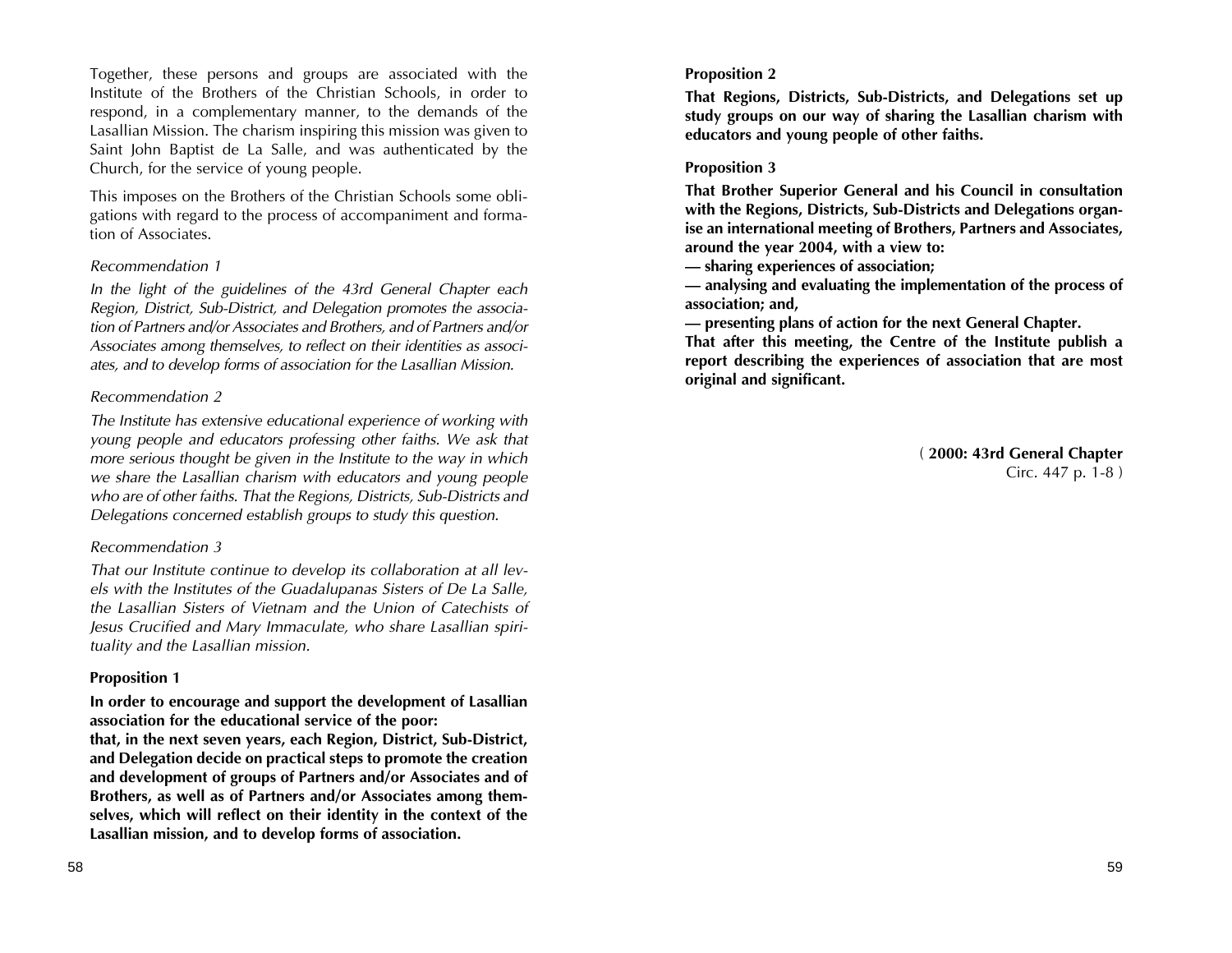Together, these persons and groups are associated with the Institute of the Brothers of the Christian Schools, in order to respond, in a complementary manner, to the demands of the Lasallian Mission. The charism inspiring this mission was given to Saint John Baptist de La Salle, and was authenticated by the Church, for the service of young people.

This imposes on the Brothers of the Christian Schools some obligations with regard to the process of accompaniment and formation of Associates.

*Recommendation 1*

*In the light of the guidelines of the 43rd General Chapter each Region, District, Sub-District, and Delegation promotes the association of Partners and/or Associates and Brothers, and of Partners and/or Associates among themselves, to reflect on their identities as associates, and to develop forms of association for the Lasallian Mission.*

*Recommendation 2*

*The Institute has extensive educational experience of working with young people and educators professing other faiths. We ask that more serious thought be given in the Institute to the way in which we share the Lasallian charism with educators and young people who are of other faiths. That the Regions, Districts, Sub-Districts and Delegations concerned establish groups to study this question.*

*Recommendation 3*

*That our Institute continue to develop its collaboration at all levels with the Institutes of the Guadalupanas Sisters of De La Salle, the Lasallian Sisters of Vietnam and the Union of Catechists of Jesus Crucified and Mary Immaculate, who share Lasallian spirituality and the Lasallian mission.*

**Proposition 1**

**In order to encourage and support the development of Lasallian association for the educational service of the poor:**
**that, in the next seven years, each Region, District, Sub-District, and Delegation decide on practical steps to promote the creation and development of groups of Partners and/or Associates and of Brothers, as well as of Partners and/or Associates among themselves, which will reflect on their identity in the context of the Lasallian mission, and to develop forms of association.**

**Proposition 2**

**That Regions, Districts, Sub-Districts, and Delegations set up study groups on our way of sharing the Lasallian charism with educators and young people of other faiths.**

**Proposition 3**

**That Brother Superior General and his Council in consultation with the Regions, Districts, Sub-Districts and Delegations organise an international meeting of Brothers, Partners and Associates, around the year 2004, with a view to:**
**— sharing experiences of association;**
**— analysing and evaluating the implementation of the process of association; and,**
**— presenting plans of action for the next General Chapter.**
**That after this meeting, the Centre of the Institute publish a report describing the experiences of association that are most original and significant.**

( **2000: 43rd General Chapter**
Circ. 447 p. 1-8 )